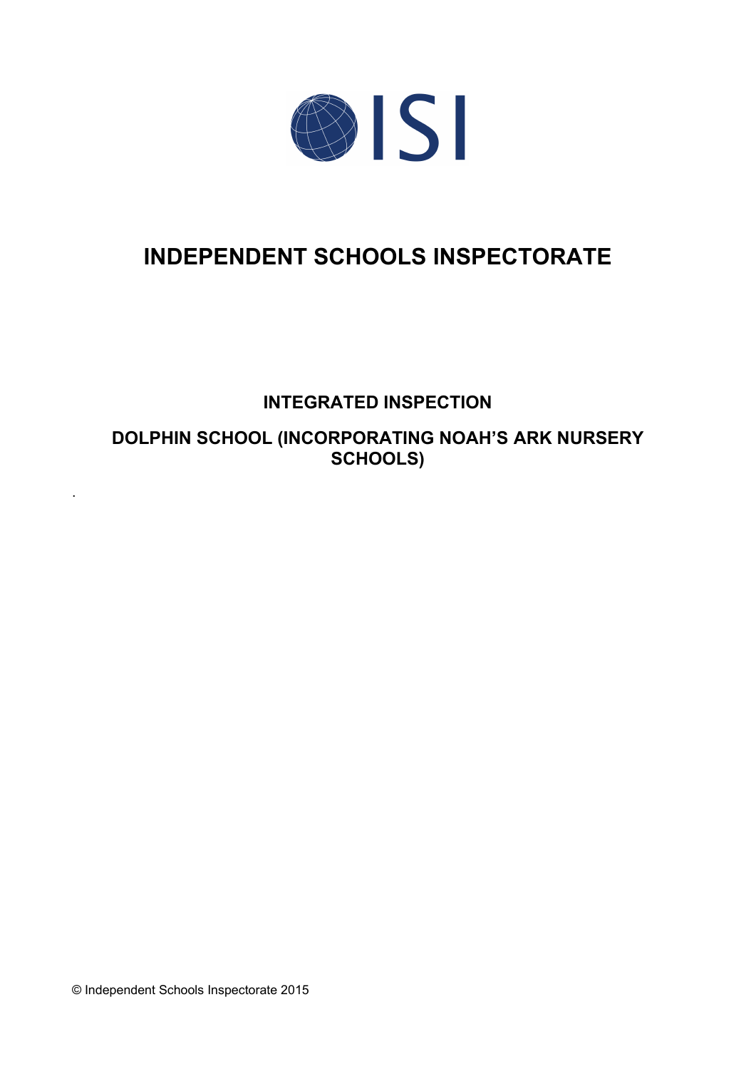ISI

# INDEPENDENT SCHOOLS INSPECTORATE

## INTEGRATED INSPECTION

## DOLPHIN SCHOOL (INCORPORATING NOAH'S ARK NURSERY SCHOOLS)

.

© Independent Schools Inspectorate 2015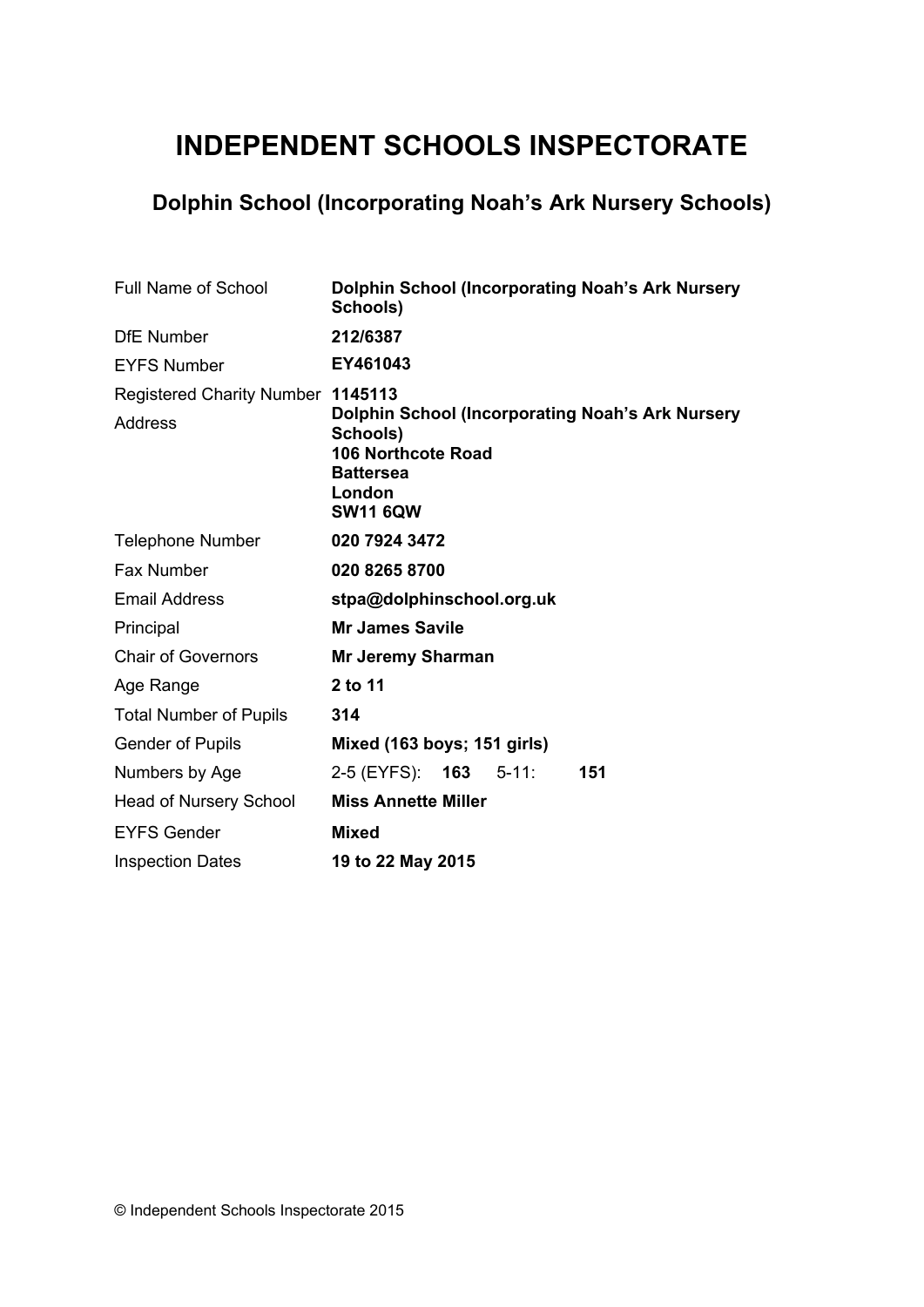# INDEPENDENT SCHOOLS INSPECTORATE

## Dolphin School (Incorporating Noah's Ark Nursery Schools)

| | |
|---|---|
| Full Name of School | **Dolphin School (Incorporating Noah's Ark Nursery Schools)** |
| DfE Number | **212/6387** |
| EYFS Number | **EY461043** |
| Registered Charity Number | **1145113** |
| Address | **Dolphin School (Incorporating Noah's Ark Nursery Schools)**<br>**106 Northcote Road**<br>**Battersea**<br>**London**<br>**SW11 6QW** |
| Telephone Number | **020 7924 3472** |
| Fax Number | **020 8265 8700** |
| Email Address | **stpa@dolphinschool.org.uk** |
| Principal | **Mr James Savile** |
| Chair of Governors | **Mr Jeremy Sharman** |
| Age Range | **2 to 11** |
| Total Number of Pupils | **314** |
| Gender of Pupils | **Mixed (163 boys; 151 girls)** |
| Numbers by Age | 2-5 (EYFS): **163** 5-11: **151** |
| Head of Nursery School | **Miss Annette Miller** |
| EYFS Gender | **Mixed** |
| Inspection Dates | **19 to 22 May 2015** |

© Independent Schools Inspectorate 2015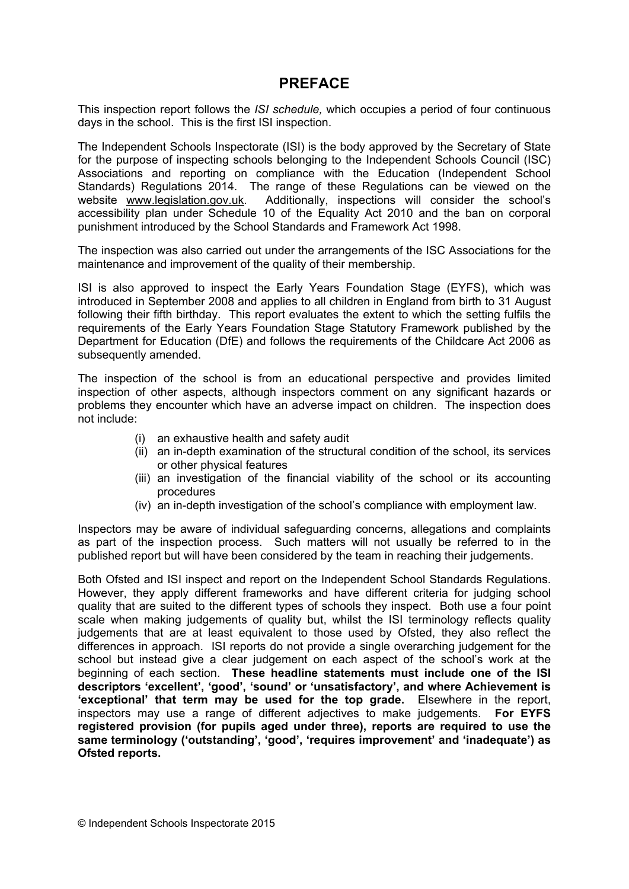# PREFACE

This inspection report follows the *ISI schedule,* which occupies a period of four continuous days in the school. This is the first ISI inspection.

The Independent Schools Inspectorate (ISI) is the body approved by the Secretary of State for the purpose of inspecting schools belonging to the Independent Schools Council (ISC) Associations and reporting on compliance with the Education (Independent School Standards) Regulations 2014. The range of these Regulations can be viewed on the website www.legislation.gov.uk. Additionally, inspections will consider the school's accessibility plan under Schedule 10 of the Equality Act 2010 and the ban on corporal punishment introduced by the School Standards and Framework Act 1998.

The inspection was also carried out under the arrangements of the ISC Associations for the maintenance and improvement of the quality of their membership.

ISI is also approved to inspect the Early Years Foundation Stage (EYFS), which was introduced in September 2008 and applies to all children in England from birth to 31 August following their fifth birthday. This report evaluates the extent to which the setting fulfils the requirements of the Early Years Foundation Stage Statutory Framework published by the Department for Education (DfE) and follows the requirements of the Childcare Act 2006 as subsequently amended.

The inspection of the school is from an educational perspective and provides limited inspection of other aspects, although inspectors comment on any significant hazards or problems they encounter which have an adverse impact on children. The inspection does not include:

(i) an exhaustive health and safety audit
(ii) an in-depth examination of the structural condition of the school, its services or other physical features
(iii) an investigation of the financial viability of the school or its accounting procedures
(iv) an in-depth investigation of the school's compliance with employment law.

Inspectors may be aware of individual safeguarding concerns, allegations and complaints as part of the inspection process. Such matters will not usually be referred to in the published report but will have been considered by the team in reaching their judgements.

Both Ofsted and ISI inspect and report on the Independent School Standards Regulations. However, they apply different frameworks and have different criteria for judging school quality that are suited to the different types of schools they inspect. Both use a four point scale when making judgements of quality but, whilst the ISI terminology reflects quality judgements that are at least equivalent to those used by Ofsted, they also reflect the differences in approach. ISI reports do not provide a single overarching judgement for the school but instead give a clear judgement on each aspect of the school's work at the beginning of each section. **These headline statements must include one of the ISI descriptors 'excellent', 'good', 'sound' or 'unsatisfactory', and where Achievement is 'exceptional' that term may be used for the top grade.** Elsewhere in the report, inspectors may use a range of different adjectives to make judgements. **For EYFS registered provision (for pupils aged under three), reports are required to use the same terminology ('outstanding', 'good', 'requires improvement' and 'inadequate') as Ofsted reports.**

© Independent Schools Inspectorate 2015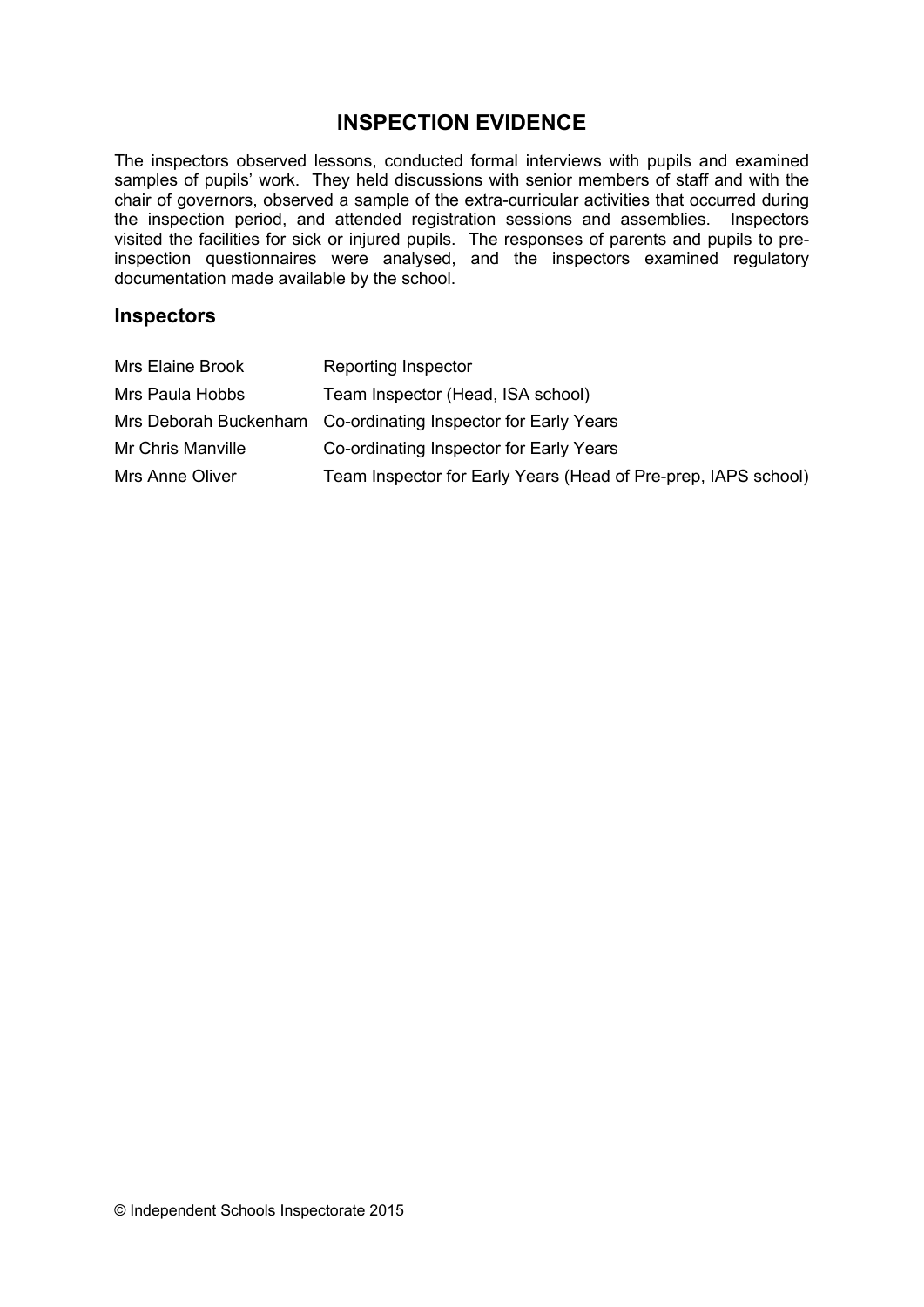## INSPECTION EVIDENCE

The inspectors observed lessons, conducted formal interviews with pupils and examined samples of pupils' work. They held discussions with senior members of staff and with the chair of governors, observed a sample of the extra-curricular activities that occurred during the inspection period, and attended registration sessions and assemblies. Inspectors visited the facilities for sick or injured pupils. The responses of parents and pupils to pre-inspection questionnaires were analysed, and the inspectors examined regulatory documentation made available by the school.

### Inspectors

| | |
|---|---|
| Mrs Elaine Brook | Reporting Inspector |
| Mrs Paula Hobbs | Team Inspector (Head, ISA school) |
| Mrs Deborah Buckenham | Co-ordinating Inspector for Early Years |
| Mr Chris Manville | Co-ordinating Inspector for Early Years |
| Mrs Anne Oliver | Team Inspector for Early Years (Head of Pre-prep, IAPS school) |

© Independent Schools Inspectorate 2015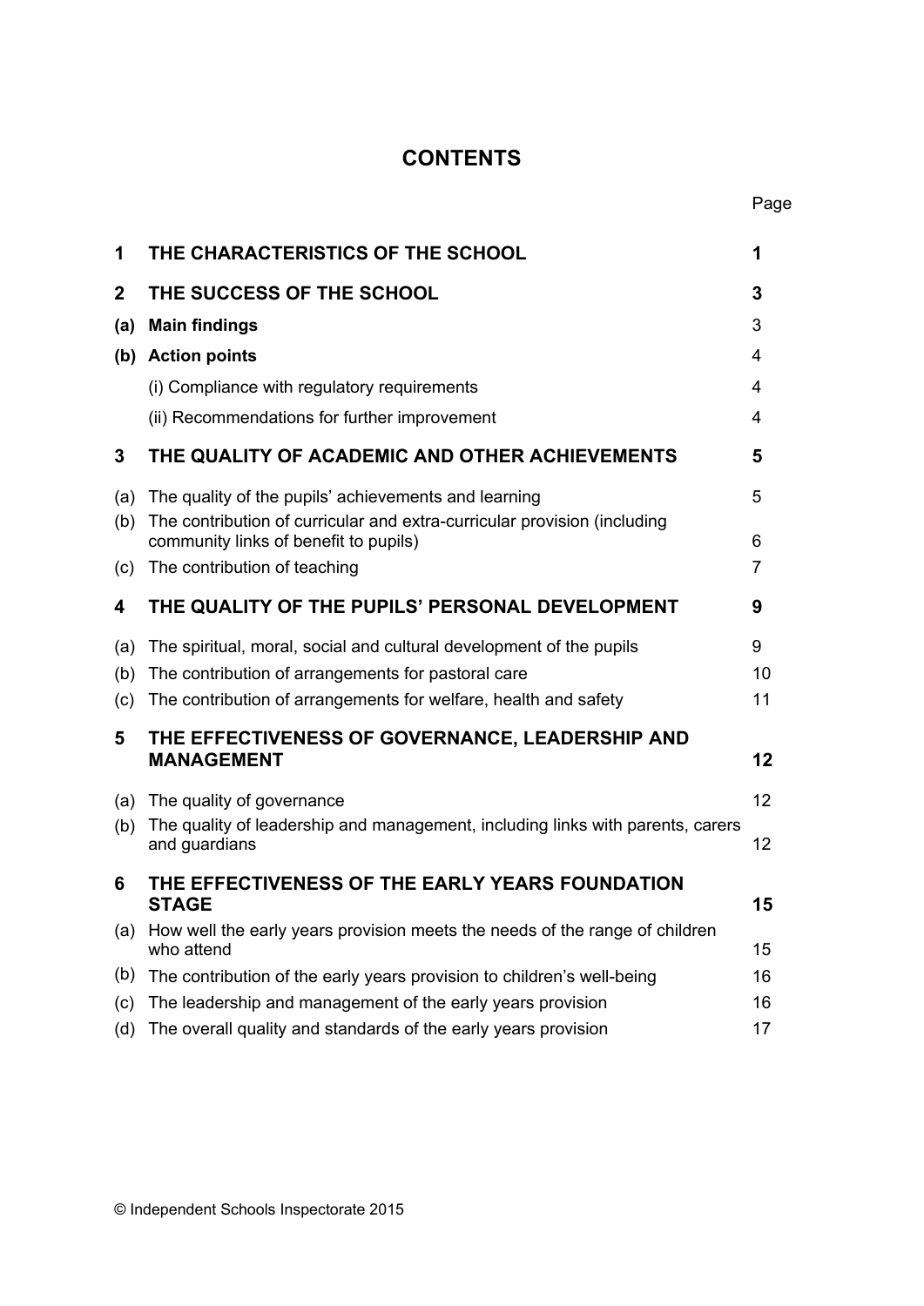# CONTENTS

| | | Page |
|---|---|---|
| **1** | **THE CHARACTERISTICS OF THE SCHOOL** | **1** |
| **2** | **THE SUCCESS OF THE SCHOOL** | **3** |
| **(a)** | **Main findings** | 3 |
| **(b)** | **Action points** | 4 |
| | (i) Compliance with regulatory requirements | 4 |
| | (ii) Recommendations for further improvement | 4 |
| **3** | **THE QUALITY OF ACADEMIC AND OTHER ACHIEVEMENTS** | **5** |
| (a) | The quality of the pupils' achievements and learning | 5 |
| (b) | The contribution of curricular and extra-curricular provision (including community links of benefit to pupils) | 6 |
| (c) | The contribution of teaching | 7 |
| **4** | **THE QUALITY OF THE PUPILS' PERSONAL DEVELOPMENT** | **9** |
| (a) | The spiritual, moral, social and cultural development of the pupils | 9 |
| (b) | The contribution of arrangements for pastoral care | 10 |
| (c) | The contribution of arrangements for welfare, health and safety | 11 |
| **5** | **THE EFFECTIVENESS OF GOVERNANCE, LEADERSHIP AND MANAGEMENT** | **12** |
| (a) | The quality of governance | 12 |
| (b) | The quality of leadership and management, including links with parents, carers and guardians | 12 |
| **6** | **THE EFFECTIVENESS OF THE EARLY YEARS FOUNDATION STAGE** | **15** |
| (a) | How well the early years provision meets the needs of the range of children who attend | 15 |
| (b) | The contribution of the early years provision to children's well-being | 16 |
| (c) | The leadership and management of the early years provision | 16 |
| (d) | The overall quality and standards of the early years provision | 17 |

© Independent Schools Inspectorate 2015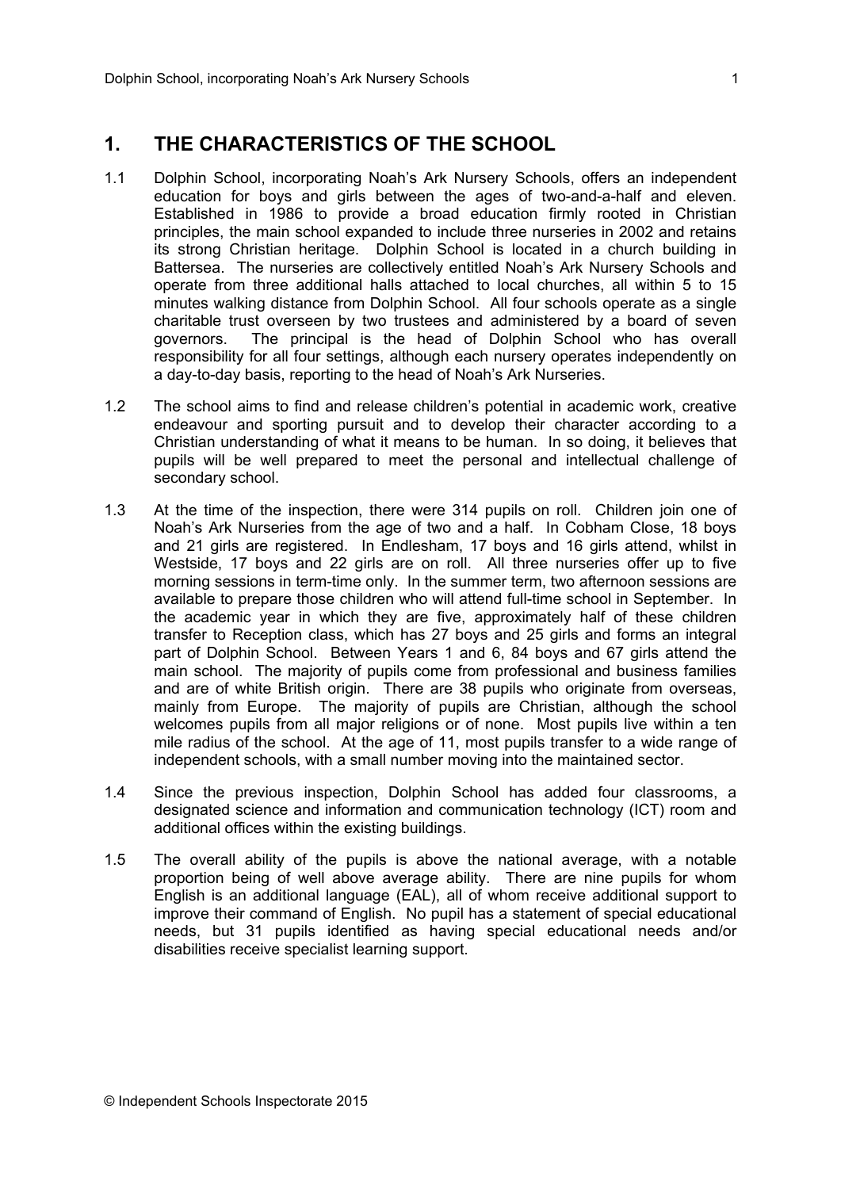# 1. THE CHARACTERISTICS OF THE SCHOOL

1.1 Dolphin School, incorporating Noah's Ark Nursery Schools, offers an independent education for boys and girls between the ages of two-and-a-half and eleven. Established in 1986 to provide a broad education firmly rooted in Christian principles, the main school expanded to include three nurseries in 2002 and retains its strong Christian heritage. Dolphin School is located in a church building in Battersea. The nurseries are collectively entitled Noah's Ark Nursery Schools and operate from three additional halls attached to local churches, all within 5 to 15 minutes walking distance from Dolphin School. All four schools operate as a single charitable trust overseen by two trustees and administered by a board of seven governors. The principal is the head of Dolphin School who has overall responsibility for all four settings, although each nursery operates independently on a day-to-day basis, reporting to the head of Noah's Ark Nurseries.

1.2 The school aims to find and release children's potential in academic work, creative endeavour and sporting pursuit and to develop their character according to a Christian understanding of what it means to be human. In so doing, it believes that pupils will be well prepared to meet the personal and intellectual challenge of secondary school.

1.3 At the time of the inspection, there were 314 pupils on roll. Children join one of Noah's Ark Nurseries from the age of two and a half. In Cobham Close, 18 boys and 21 girls are registered. In Endlesham, 17 boys and 16 girls attend, whilst in Westside, 17 boys and 22 girls are on roll. All three nurseries offer up to five morning sessions in term-time only. In the summer term, two afternoon sessions are available to prepare those children who will attend full-time school in September. In the academic year in which they are five, approximately half of these children transfer to Reception class, which has 27 boys and 25 girls and forms an integral part of Dolphin School. Between Years 1 and 6, 84 boys and 67 girls attend the main school. The majority of pupils come from professional and business families and are of white British origin. There are 38 pupils who originate from overseas, mainly from Europe. The majority of pupils are Christian, although the school welcomes pupils from all major religions or of none. Most pupils live within a ten mile radius of the school. At the age of 11, most pupils transfer to a wide range of independent schools, with a small number moving into the maintained sector.

1.4 Since the previous inspection, Dolphin School has added four classrooms, a designated science and information and communication technology (ICT) room and additional offices within the existing buildings.

1.5 The overall ability of the pupils is above the national average, with a notable proportion being of well above average ability. There are nine pupils for whom English is an additional language (EAL), all of whom receive additional support to improve their command of English. No pupil has a statement of special educational needs, but 31 pupils identified as having special educational needs and/or disabilities receive specialist learning support.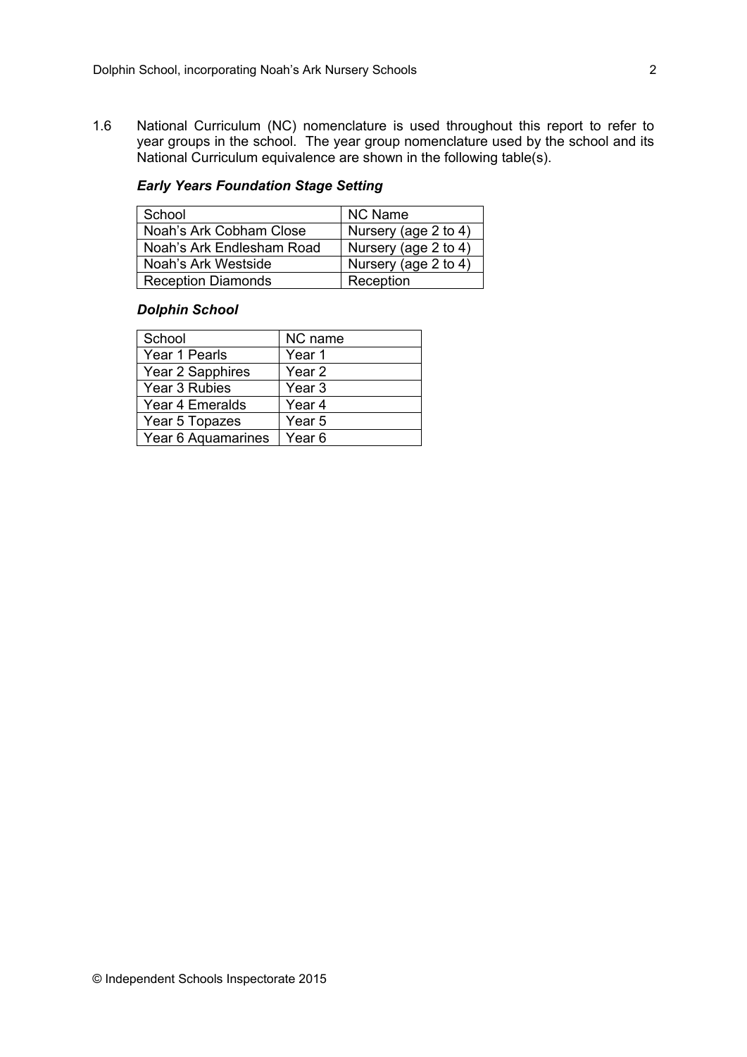1.6 National Curriculum (NC) nomenclature is used throughout this report to refer to year groups in the school. The year group nomenclature used by the school and its National Curriculum equivalence are shown in the following table(s).

***Early Years Foundation Stage Setting***

| School | NC Name |
|---|---|
| Noah's Ark Cobham Close | Nursery (age 2 to 4) |
| Noah's Ark Endlesham Road | Nursery (age 2 to 4) |
| Noah's Ark Westside | Nursery (age 2 to 4) |
| Reception Diamonds | Reception |

***Dolphin School***

| School | NC name |
|---|---|
| Year 1 Pearls | Year 1 |
| Year 2 Sapphires | Year 2 |
| Year 3 Rubies | Year 3 |
| Year 4 Emeralds | Year 4 |
| Year 5 Topazes | Year 5 |
| Year 6 Aquamarines | Year 6 |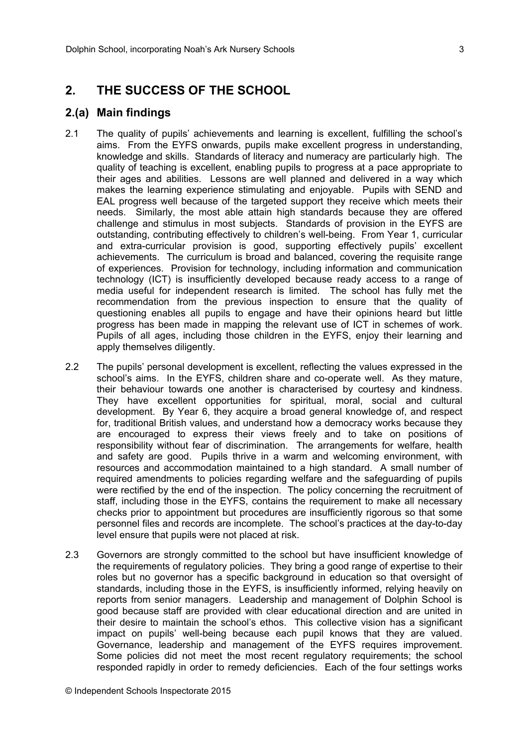## 2. THE SUCCESS OF THE SCHOOL

### 2.(a) Main findings

2.1 The quality of pupils' achievements and learning is excellent, fulfilling the school's aims. From the EYFS onwards, pupils make excellent progress in understanding, knowledge and skills. Standards of literacy and numeracy are particularly high. The quality of teaching is excellent, enabling pupils to progress at a pace appropriate to their ages and abilities. Lessons are well planned and delivered in a way which makes the learning experience stimulating and enjoyable. Pupils with SEND and EAL progress well because of the targeted support they receive which meets their needs. Similarly, the most able attain high standards because they are offered challenge and stimulus in most subjects. Standards of provision in the EYFS are outstanding, contributing effectively to children's well-being. From Year 1, curricular and extra-curricular provision is good, supporting effectively pupils' excellent achievements. The curriculum is broad and balanced, covering the requisite range of experiences. Provision for technology, including information and communication technology (ICT) is insufficiently developed because ready access to a range of media useful for independent research is limited. The school has fully met the recommendation from the previous inspection to ensure that the quality of questioning enables all pupils to engage and have their opinions heard but little progress has been made in mapping the relevant use of ICT in schemes of work. Pupils of all ages, including those children in the EYFS, enjoy their learning and apply themselves diligently.

2.2 The pupils' personal development is excellent, reflecting the values expressed in the school's aims. In the EYFS, children share and co-operate well. As they mature, their behaviour towards one another is characterised by courtesy and kindness. They have excellent opportunities for spiritual, moral, social and cultural development. By Year 6, they acquire a broad general knowledge of, and respect for, traditional British values, and understand how a democracy works because they are encouraged to express their views freely and to take on positions of responsibility without fear of discrimination. The arrangements for welfare, health and safety are good. Pupils thrive in a warm and welcoming environment, with resources and accommodation maintained to a high standard. A small number of required amendments to policies regarding welfare and the safeguarding of pupils were rectified by the end of the inspection. The policy concerning the recruitment of staff, including those in the EYFS, contains the requirement to make all necessary checks prior to appointment but procedures are insufficiently rigorous so that some personnel files and records are incomplete. The school's practices at the day-to-day level ensure that pupils were not placed at risk.

2.3 Governors are strongly committed to the school but have insufficient knowledge of the requirements of regulatory policies. They bring a good range of expertise to their roles but no governor has a specific background in education so that oversight of standards, including those in the EYFS, is insufficiently informed, relying heavily on reports from senior managers. Leadership and management of Dolphin School is good because staff are provided with clear educational direction and are united in their desire to maintain the school's ethos. This collective vision has a significant impact on pupils' well-being because each pupil knows that they are valued. Governance, leadership and management of the EYFS requires improvement. Some policies did not meet the most recent regulatory requirements; the school responded rapidly in order to remedy deficiencies. Each of the four settings works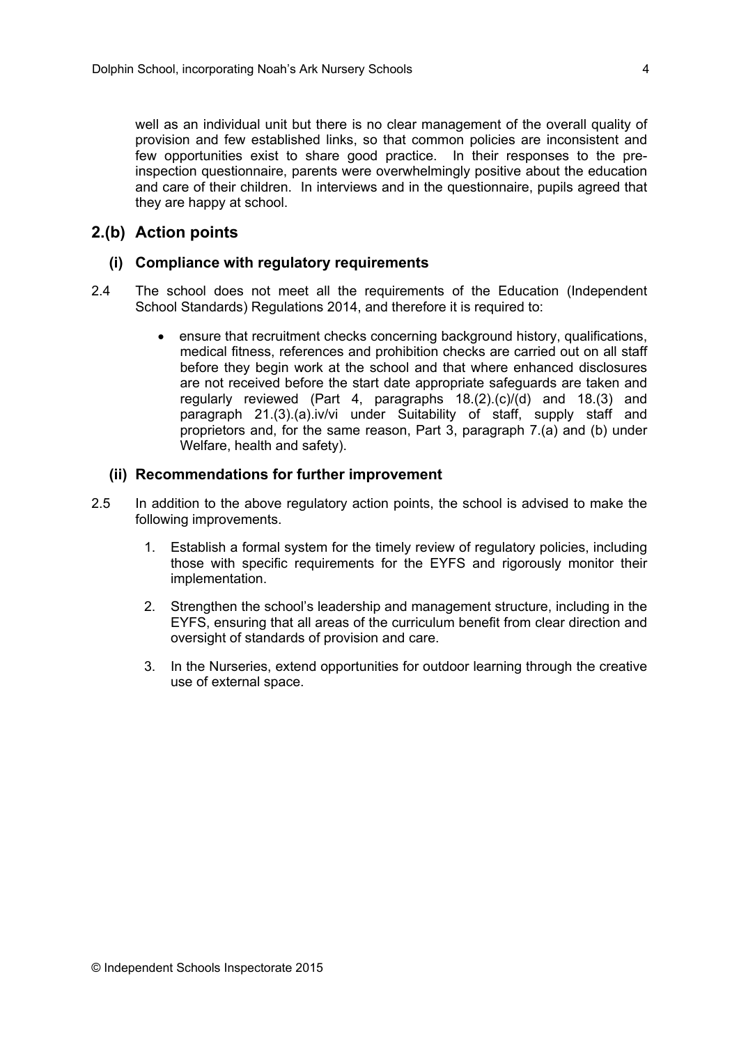well as an individual unit but there is no clear management of the overall quality of provision and few established links, so that common policies are inconsistent and few opportunities exist to share good practice. In their responses to the pre-inspection questionnaire, parents were overwhelmingly positive about the education and care of their children. In interviews and in the questionnaire, pupils agreed that they are happy at school.

## 2.(b) Action points

### (i) Compliance with regulatory requirements

2.4 The school does not meet all the requirements of the Education (Independent School Standards) Regulations 2014, and therefore it is required to:

- ensure that recruitment checks concerning background history, qualifications, medical fitness, references and prohibition checks are carried out on all staff before they begin work at the school and that where enhanced disclosures are not received before the start date appropriate safeguards are taken and regularly reviewed (Part 4, paragraphs 18.(2).(c)/(d) and 18.(3) and paragraph 21.(3).(a).iv/vi under Suitability of staff, supply staff and proprietors and, for the same reason, Part 3, paragraph 7.(a) and (b) under Welfare, health and safety).

### (ii) Recommendations for further improvement

2.5 In addition to the above regulatory action points, the school is advised to make the following improvements.

1. Establish a formal system for the timely review of regulatory policies, including those with specific requirements for the EYFS and rigorously monitor their implementation.
2. Strengthen the school's leadership and management structure, including in the EYFS, ensuring that all areas of the curriculum benefit from clear direction and oversight of standards of provision and care.
3. In the Nurseries, extend opportunities for outdoor learning through the creative use of external space.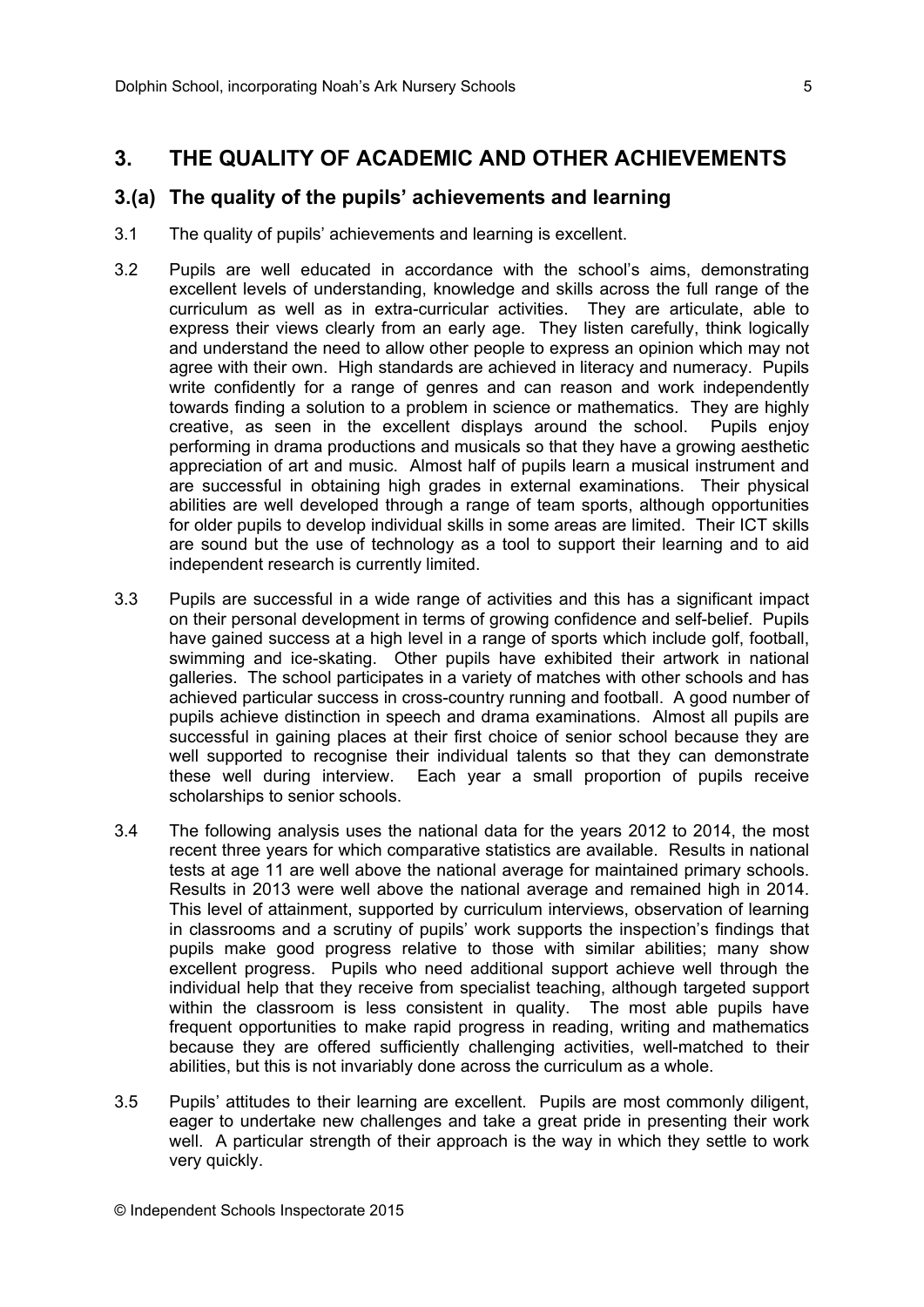## 3. THE QUALITY OF ACADEMIC AND OTHER ACHIEVEMENTS

### 3.(a) The quality of the pupils' achievements and learning

3.1 The quality of pupils' achievements and learning is excellent.

3.2 Pupils are well educated in accordance with the school's aims, demonstrating excellent levels of understanding, knowledge and skills across the full range of the curriculum as well as in extra-curricular activities. They are articulate, able to express their views clearly from an early age. They listen carefully, think logically and understand the need to allow other people to express an opinion which may not agree with their own. High standards are achieved in literacy and numeracy. Pupils write confidently for a range of genres and can reason and work independently towards finding a solution to a problem in science or mathematics. They are highly creative, as seen in the excellent displays around the school. Pupils enjoy performing in drama productions and musicals so that they have a growing aesthetic appreciation of art and music. Almost half of pupils learn a musical instrument and are successful in obtaining high grades in external examinations. Their physical abilities are well developed through a range of team sports, although opportunities for older pupils to develop individual skills in some areas are limited. Their ICT skills are sound but the use of technology as a tool to support their learning and to aid independent research is currently limited.

3.3 Pupils are successful in a wide range of activities and this has a significant impact on their personal development in terms of growing confidence and self-belief. Pupils have gained success at a high level in a range of sports which include golf, football, swimming and ice-skating. Other pupils have exhibited their artwork in national galleries. The school participates in a variety of matches with other schools and has achieved particular success in cross-country running and football. A good number of pupils achieve distinction in speech and drama examinations. Almost all pupils are successful in gaining places at their first choice of senior school because they are well supported to recognise their individual talents so that they can demonstrate these well during interview. Each year a small proportion of pupils receive scholarships to senior schools.

3.4 The following analysis uses the national data for the years 2012 to 2014, the most recent three years for which comparative statistics are available. Results in national tests at age 11 are well above the national average for maintained primary schools. Results in 2013 were well above the national average and remained high in 2014. This level of attainment, supported by curriculum interviews, observation of learning in classrooms and a scrutiny of pupils' work supports the inspection's findings that pupils make good progress relative to those with similar abilities; many show excellent progress. Pupils who need additional support achieve well through the individual help that they receive from specialist teaching, although targeted support within the classroom is less consistent in quality. The most able pupils have frequent opportunities to make rapid progress in reading, writing and mathematics because they are offered sufficiently challenging activities, well-matched to their abilities, but this is not invariably done across the curriculum as a whole.

3.5 Pupils' attitudes to their learning are excellent. Pupils are most commonly diligent, eager to undertake new challenges and take a great pride in presenting their work well. A particular strength of their approach is the way in which they settle to work very quickly.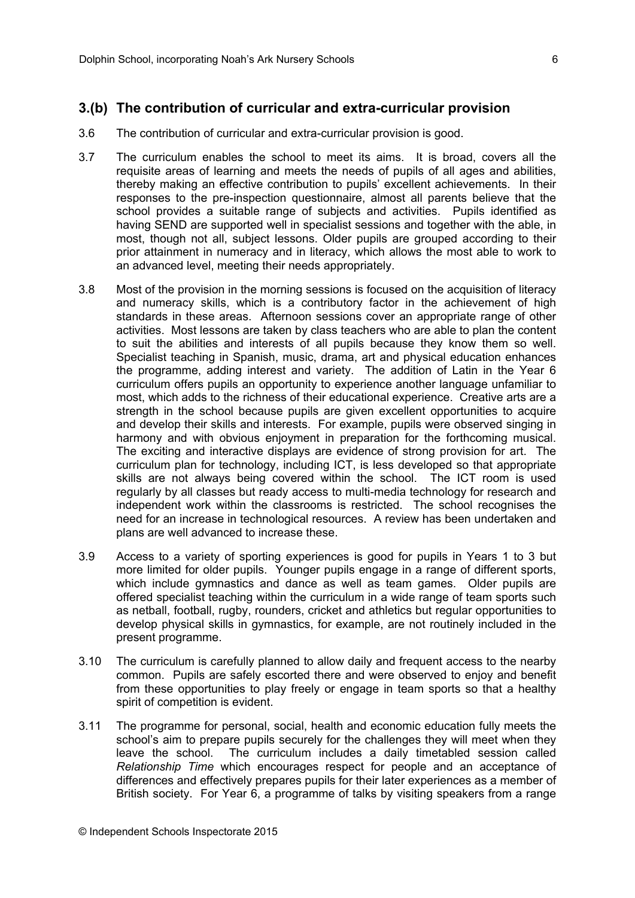## 3.(b) The contribution of curricular and extra-curricular provision

3.6 The contribution of curricular and extra-curricular provision is good.

3.7 The curriculum enables the school to meet its aims. It is broad, covers all the requisite areas of learning and meets the needs of pupils of all ages and abilities, thereby making an effective contribution to pupils' excellent achievements. In their responses to the pre-inspection questionnaire, almost all parents believe that the school provides a suitable range of subjects and activities. Pupils identified as having SEND are supported well in specialist sessions and together with the able, in most, though not all, subject lessons. Older pupils are grouped according to their prior attainment in numeracy and in literacy, which allows the most able to work to an advanced level, meeting their needs appropriately.

3.8 Most of the provision in the morning sessions is focused on the acquisition of literacy and numeracy skills, which is a contributory factor in the achievement of high standards in these areas. Afternoon sessions cover an appropriate range of other activities. Most lessons are taken by class teachers who are able to plan the content to suit the abilities and interests of all pupils because they know them so well. Specialist teaching in Spanish, music, drama, art and physical education enhances the programme, adding interest and variety. The addition of Latin in the Year 6 curriculum offers pupils an opportunity to experience another language unfamiliar to most, which adds to the richness of their educational experience. Creative arts are a strength in the school because pupils are given excellent opportunities to acquire and develop their skills and interests. For example, pupils were observed singing in harmony and with obvious enjoyment in preparation for the forthcoming musical. The exciting and interactive displays are evidence of strong provision for art. The curriculum plan for technology, including ICT, is less developed so that appropriate skills are not always being covered within the school. The ICT room is used regularly by all classes but ready access to multi-media technology for research and independent work within the classrooms is restricted. The school recognises the need for an increase in technological resources. A review has been undertaken and plans are well advanced to increase these.

3.9 Access to a variety of sporting experiences is good for pupils in Years 1 to 3 but more limited for older pupils. Younger pupils engage in a range of different sports, which include gymnastics and dance as well as team games. Older pupils are offered specialist teaching within the curriculum in a wide range of team sports such as netball, football, rugby, rounders, cricket and athletics but regular opportunities to develop physical skills in gymnastics, for example, are not routinely included in the present programme.

3.10 The curriculum is carefully planned to allow daily and frequent access to the nearby common. Pupils are safely escorted there and were observed to enjoy and benefit from these opportunities to play freely or engage in team sports so that a healthy spirit of competition is evident.

3.11 The programme for personal, social, health and economic education fully meets the school's aim to prepare pupils securely for the challenges they will meet when they leave the school. The curriculum includes a daily timetabled session called *Relationship Time* which encourages respect for people and an acceptance of differences and effectively prepares pupils for their later experiences as a member of British society. For Year 6, a programme of talks by visiting speakers from a range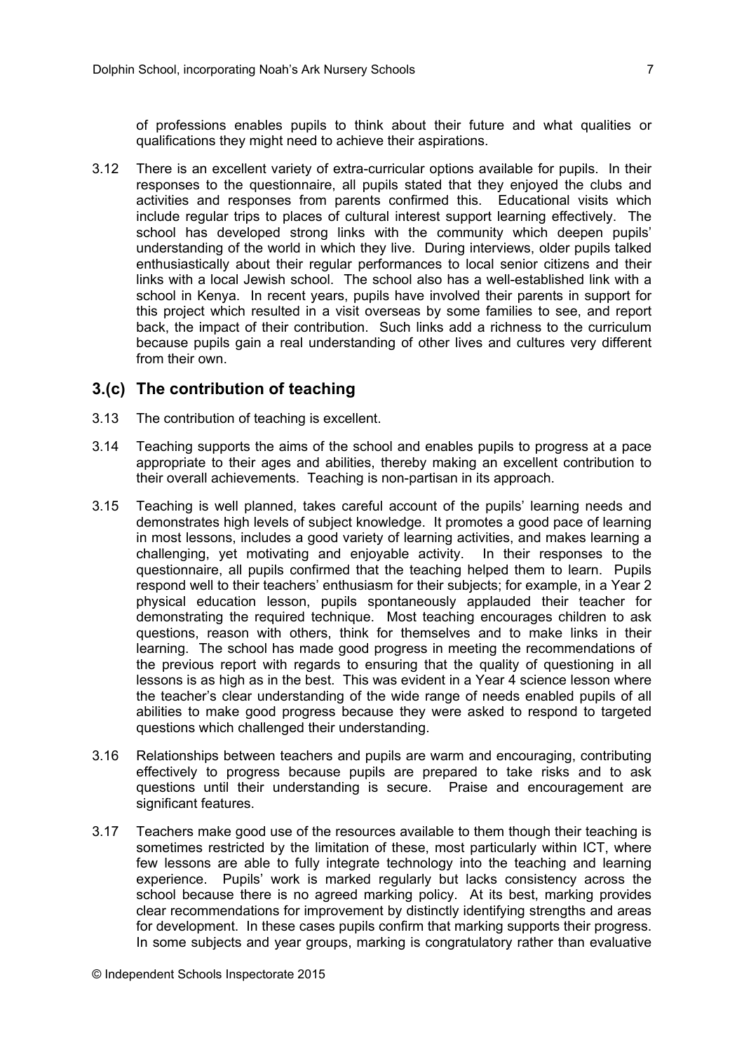of professions enables pupils to think about their future and what qualities or qualifications they might need to achieve their aspirations.

3.12 There is an excellent variety of extra-curricular options available for pupils. In their responses to the questionnaire, all pupils stated that they enjoyed the clubs and activities and responses from parents confirmed this. Educational visits which include regular trips to places of cultural interest support learning effectively. The school has developed strong links with the community which deepen pupils' understanding of the world in which they live. During interviews, older pupils talked enthusiastically about their regular performances to local senior citizens and their links with a local Jewish school. The school also has a well-established link with a school in Kenya. In recent years, pupils have involved their parents in support for this project which resulted in a visit overseas by some families to see, and report back, the impact of their contribution. Such links add a richness to the curriculum because pupils gain a real understanding of other lives and cultures very different from their own.

## 3.(c) The contribution of teaching

3.13 The contribution of teaching is excellent.

3.14 Teaching supports the aims of the school and enables pupils to progress at a pace appropriate to their ages and abilities, thereby making an excellent contribution to their overall achievements. Teaching is non-partisan in its approach.

3.15 Teaching is well planned, takes careful account of the pupils' learning needs and demonstrates high levels of subject knowledge. It promotes a good pace of learning in most lessons, includes a good variety of learning activities, and makes learning a challenging, yet motivating and enjoyable activity. In their responses to the questionnaire, all pupils confirmed that the teaching helped them to learn. Pupils respond well to their teachers' enthusiasm for their subjects; for example, in a Year 2 physical education lesson, pupils spontaneously applauded their teacher for demonstrating the required technique. Most teaching encourages children to ask questions, reason with others, think for themselves and to make links in their learning. The school has made good progress in meeting the recommendations of the previous report with regards to ensuring that the quality of questioning in all lessons is as high as in the best. This was evident in a Year 4 science lesson where the teacher's clear understanding of the wide range of needs enabled pupils of all abilities to make good progress because they were asked to respond to targeted questions which challenged their understanding.

3.16 Relationships between teachers and pupils are warm and encouraging, contributing effectively to progress because pupils are prepared to take risks and to ask questions until their understanding is secure. Praise and encouragement are significant features.

3.17 Teachers make good use of the resources available to them though their teaching is sometimes restricted by the limitation of these, most particularly within ICT, where few lessons are able to fully integrate technology into the teaching and learning experience. Pupils' work is marked regularly but lacks consistency across the school because there is no agreed marking policy. At its best, marking provides clear recommendations for improvement by distinctly identifying strengths and areas for development. In these cases pupils confirm that marking supports their progress. In some subjects and year groups, marking is congratulatory rather than evaluative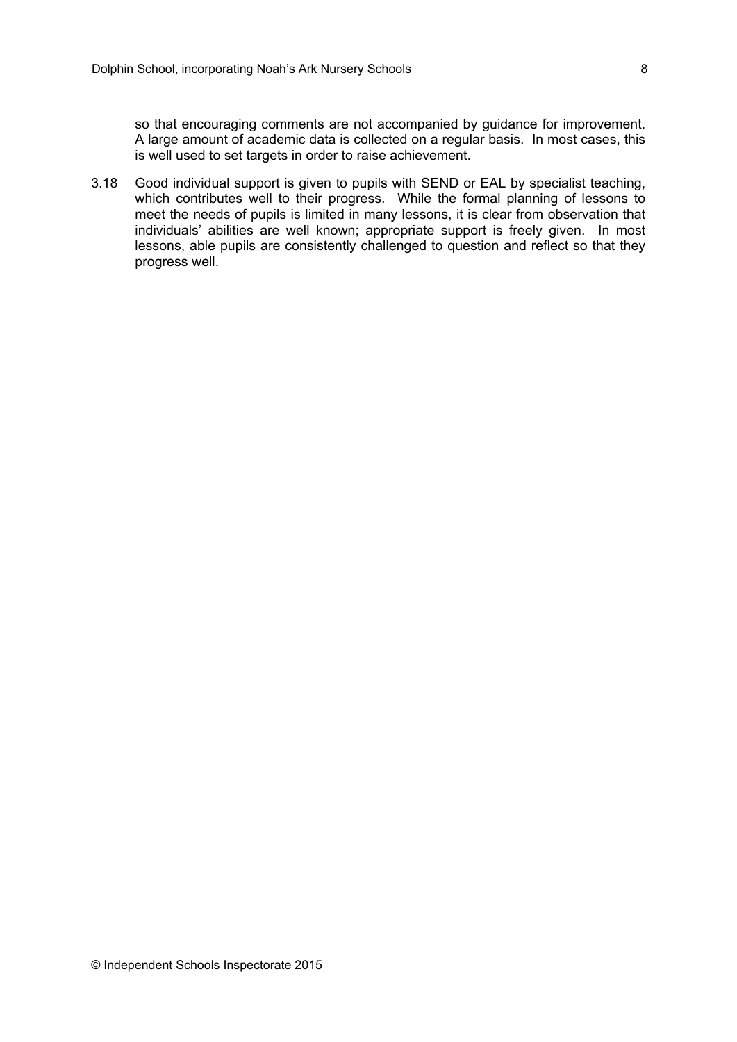so that encouraging comments are not accompanied by guidance for improvement. A large amount of academic data is collected on a regular basis. In most cases, this is well used to set targets in order to raise achievement.

3.18 Good individual support is given to pupils with SEND or EAL by specialist teaching, which contributes well to their progress. While the formal planning of lessons to meet the needs of pupils is limited in many lessons, it is clear from observation that individuals' abilities are well known; appropriate support is freely given. In most lessons, able pupils are consistently challenged to question and reflect so that they progress well.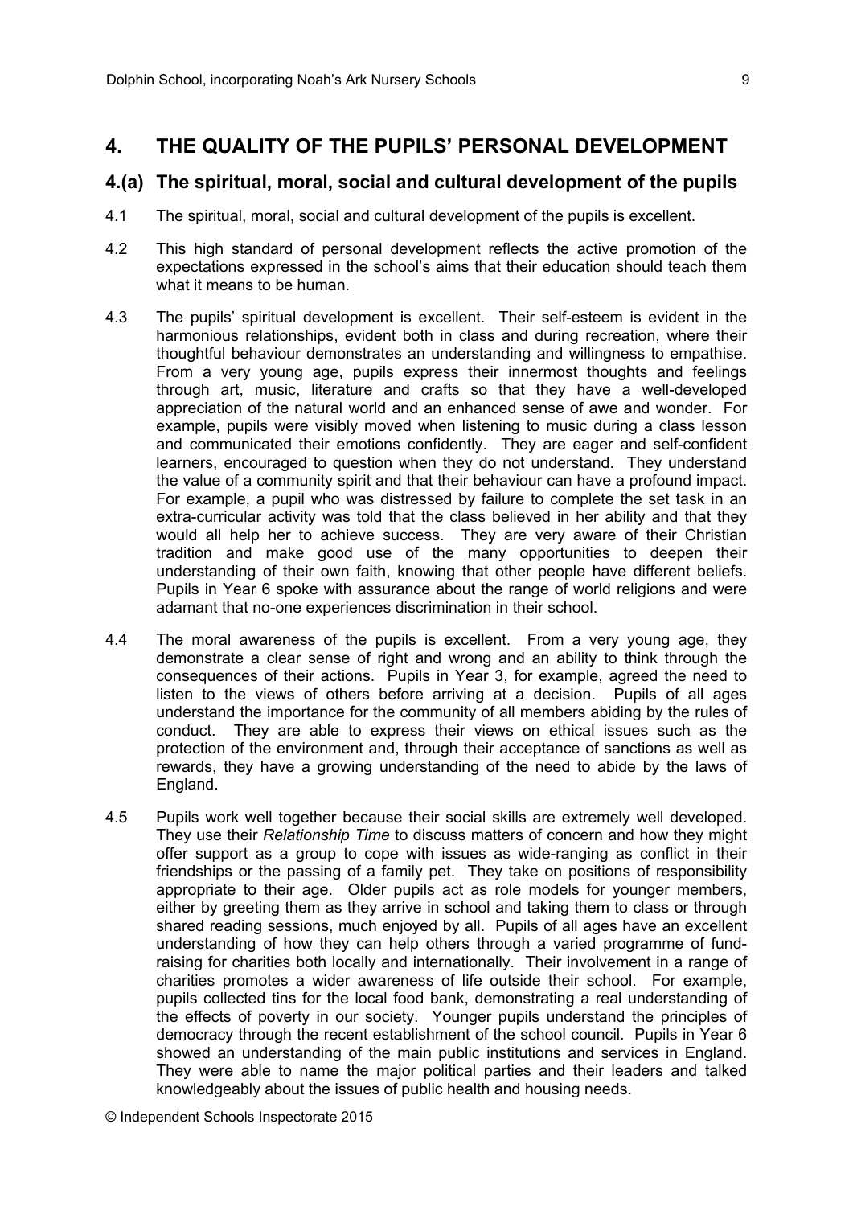## 4. THE QUALITY OF THE PUPILS' PERSONAL DEVELOPMENT

### 4.(a) The spiritual, moral, social and cultural development of the pupils

4.1 The spiritual, moral, social and cultural development of the pupils is excellent.

4.2 This high standard of personal development reflects the active promotion of the expectations expressed in the school's aims that their education should teach them what it means to be human.

4.3 The pupils' spiritual development is excellent. Their self-esteem is evident in the harmonious relationships, evident both in class and during recreation, where their thoughtful behaviour demonstrates an understanding and willingness to empathise. From a very young age, pupils express their innermost thoughts and feelings through art, music, literature and crafts so that they have a well-developed appreciation of the natural world and an enhanced sense of awe and wonder. For example, pupils were visibly moved when listening to music during a class lesson and communicated their emotions confidently. They are eager and self-confident learners, encouraged to question when they do not understand. They understand the value of a community spirit and that their behaviour can have a profound impact. For example, a pupil who was distressed by failure to complete the set task in an extra-curricular activity was told that the class believed in her ability and that they would all help her to achieve success. They are very aware of their Christian tradition and make good use of the many opportunities to deepen their understanding of their own faith, knowing that other people have different beliefs. Pupils in Year 6 spoke with assurance about the range of world religions and were adamant that no-one experiences discrimination in their school.

4.4 The moral awareness of the pupils is excellent. From a very young age, they demonstrate a clear sense of right and wrong and an ability to think through the consequences of their actions. Pupils in Year 3, for example, agreed the need to listen to the views of others before arriving at a decision. Pupils of all ages understand the importance for the community of all members abiding by the rules of conduct. They are able to express their views on ethical issues such as the protection of the environment and, through their acceptance of sanctions as well as rewards, they have a growing understanding of the need to abide by the laws of England.

4.5 Pupils work well together because their social skills are extremely well developed. They use their *Relationship Time* to discuss matters of concern and how they might offer support as a group to cope with issues as wide-ranging as conflict in their friendships or the passing of a family pet. They take on positions of responsibility appropriate to their age. Older pupils act as role models for younger members, either by greeting them as they arrive in school and taking them to class or through shared reading sessions, much enjoyed by all. Pupils of all ages have an excellent understanding of how they can help others through a varied programme of fund-raising for charities both locally and internationally. Their involvement in a range of charities promotes a wider awareness of life outside their school. For example, pupils collected tins for the local food bank, demonstrating a real understanding of the effects of poverty in our society. Younger pupils understand the principles of democracy through the recent establishment of the school council. Pupils in Year 6 showed an understanding of the main public institutions and services in England. They were able to name the major political parties and their leaders and talked knowledgeably about the issues of public health and housing needs.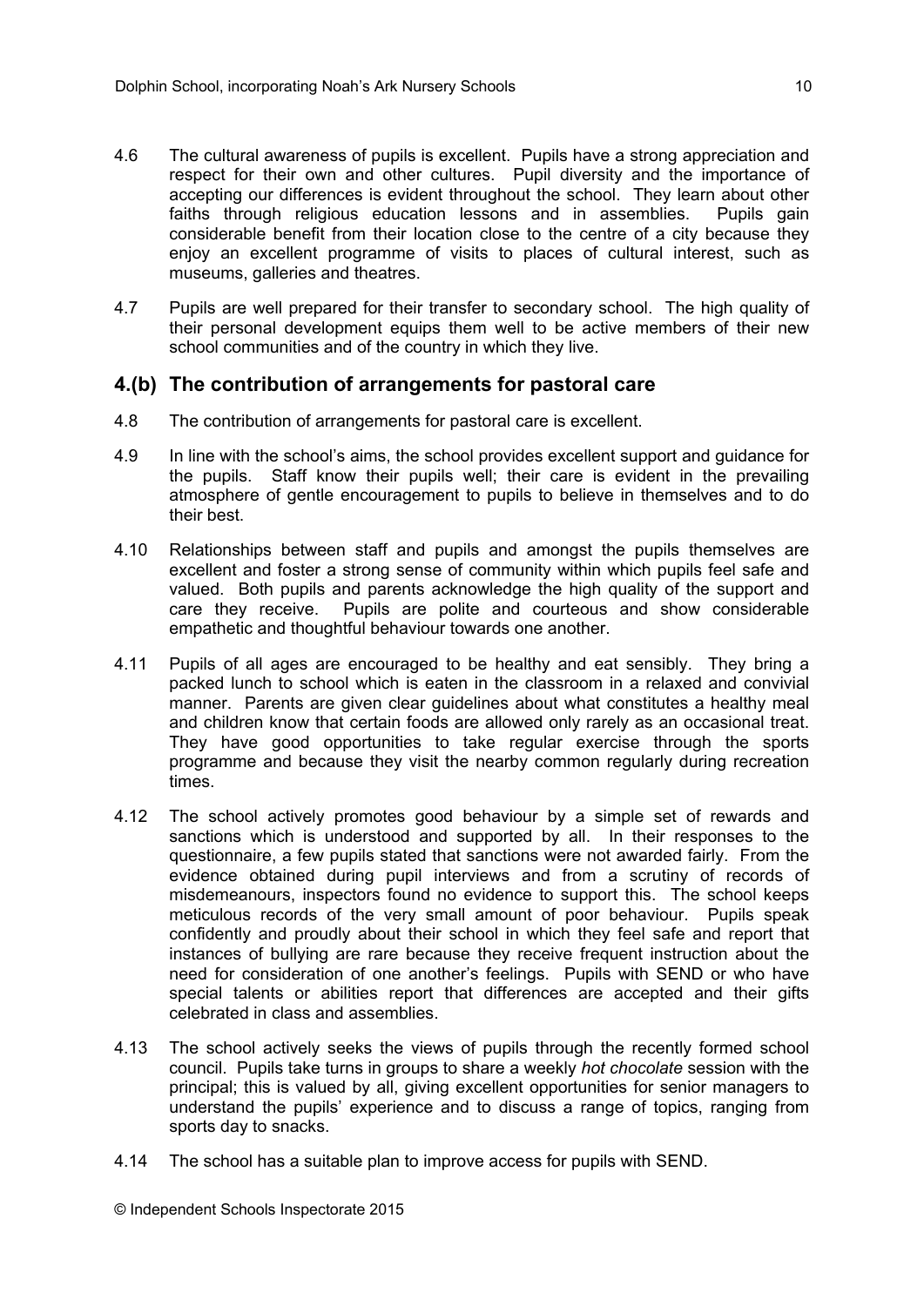4.6 The cultural awareness of pupils is excellent. Pupils have a strong appreciation and respect for their own and other cultures. Pupil diversity and the importance of accepting our differences is evident throughout the school. They learn about other faiths through religious education lessons and in assemblies. Pupils gain considerable benefit from their location close to the centre of a city because they enjoy an excellent programme of visits to places of cultural interest, such as museums, galleries and theatres.

4.7 Pupils are well prepared for their transfer to secondary school. The high quality of their personal development equips them well to be active members of their new school communities and of the country in which they live.

## 4.(b) The contribution of arrangements for pastoral care

4.8 The contribution of arrangements for pastoral care is excellent.

4.9 In line with the school's aims, the school provides excellent support and guidance for the pupils. Staff know their pupils well; their care is evident in the prevailing atmosphere of gentle encouragement to pupils to believe in themselves and to do their best.

4.10 Relationships between staff and pupils and amongst the pupils themselves are excellent and foster a strong sense of community within which pupils feel safe and valued. Both pupils and parents acknowledge the high quality of the support and care they receive. Pupils are polite and courteous and show considerable empathetic and thoughtful behaviour towards one another.

4.11 Pupils of all ages are encouraged to be healthy and eat sensibly. They bring a packed lunch to school which is eaten in the classroom in a relaxed and convivial manner. Parents are given clear guidelines about what constitutes a healthy meal and children know that certain foods are allowed only rarely as an occasional treat. They have good opportunities to take regular exercise through the sports programme and because they visit the nearby common regularly during recreation times.

4.12 The school actively promotes good behaviour by a simple set of rewards and sanctions which is understood and supported by all. In their responses to the questionnaire, a few pupils stated that sanctions were not awarded fairly. From the evidence obtained during pupil interviews and from a scrutiny of records of misdemeanours, inspectors found no evidence to support this. The school keeps meticulous records of the very small amount of poor behaviour. Pupils speak confidently and proudly about their school in which they feel safe and report that instances of bullying are rare because they receive frequent instruction about the need for consideration of one another's feelings. Pupils with SEND or who have special talents or abilities report that differences are accepted and their gifts celebrated in class and assemblies.

4.13 The school actively seeks the views of pupils through the recently formed school council. Pupils take turns in groups to share a weekly *hot chocolate* session with the principal; this is valued by all, giving excellent opportunities for senior managers to understand the pupils' experience and to discuss a range of topics, ranging from sports day to snacks.

4.14 The school has a suitable plan to improve access for pupils with SEND.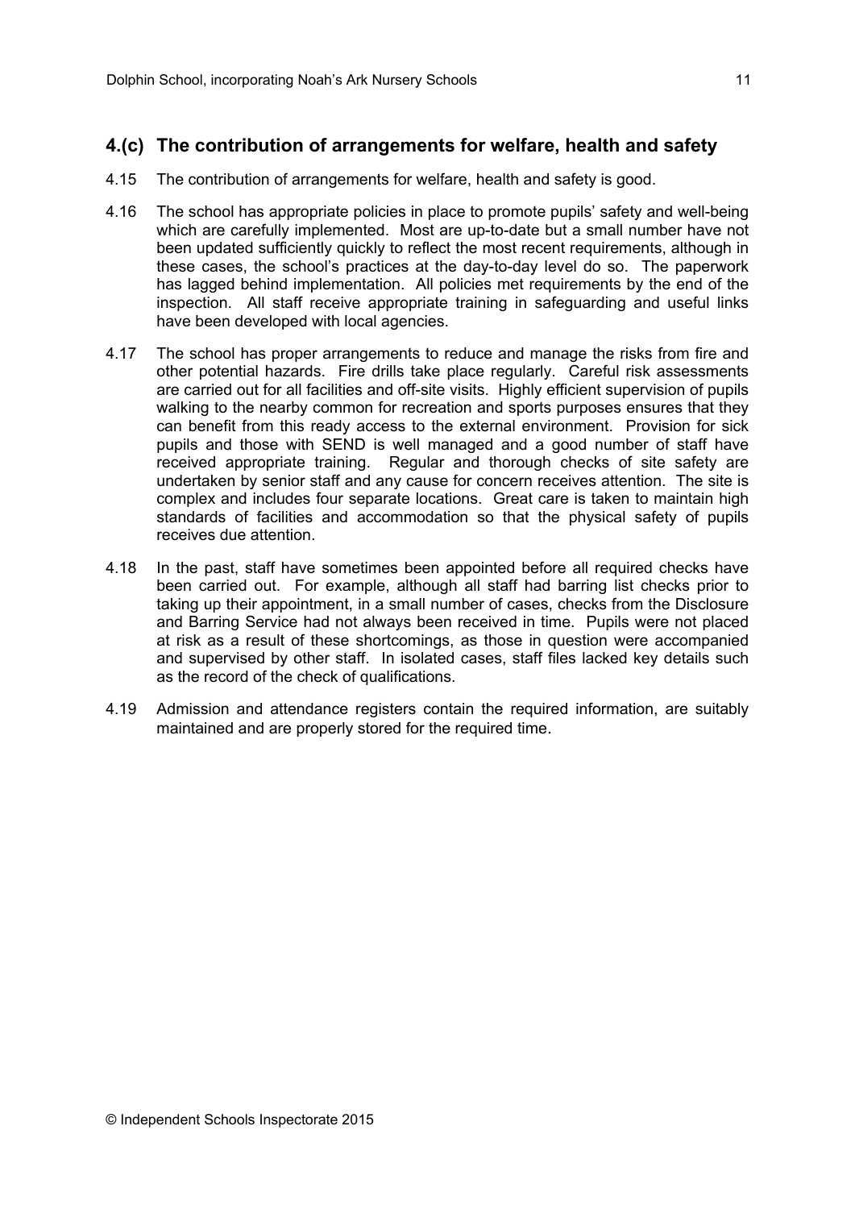## 4.(c) The contribution of arrangements for welfare, health and safety

4.15 The contribution of arrangements for welfare, health and safety is good.

4.16 The school has appropriate policies in place to promote pupils' safety and well-being which are carefully implemented. Most are up-to-date but a small number have not been updated sufficiently quickly to reflect the most recent requirements, although in these cases, the school's practices at the day-to-day level do so. The paperwork has lagged behind implementation. All policies met requirements by the end of the inspection. All staff receive appropriate training in safeguarding and useful links have been developed with local agencies.

4.17 The school has proper arrangements to reduce and manage the risks from fire and other potential hazards. Fire drills take place regularly. Careful risk assessments are carried out for all facilities and off-site visits. Highly efficient supervision of pupils walking to the nearby common for recreation and sports purposes ensures that they can benefit from this ready access to the external environment. Provision for sick pupils and those with SEND is well managed and a good number of staff have received appropriate training. Regular and thorough checks of site safety are undertaken by senior staff and any cause for concern receives attention. The site is complex and includes four separate locations. Great care is taken to maintain high standards of facilities and accommodation so that the physical safety of pupils receives due attention.

4.18 In the past, staff have sometimes been appointed before all required checks have been carried out. For example, although all staff had barring list checks prior to taking up their appointment, in a small number of cases, checks from the Disclosure and Barring Service had not always been received in time. Pupils were not placed at risk as a result of these shortcomings, as those in question were accompanied and supervised by other staff. In isolated cases, staff files lacked key details such as the record of the check of qualifications.

4.19 Admission and attendance registers contain the required information, are suitably maintained and are properly stored for the required time.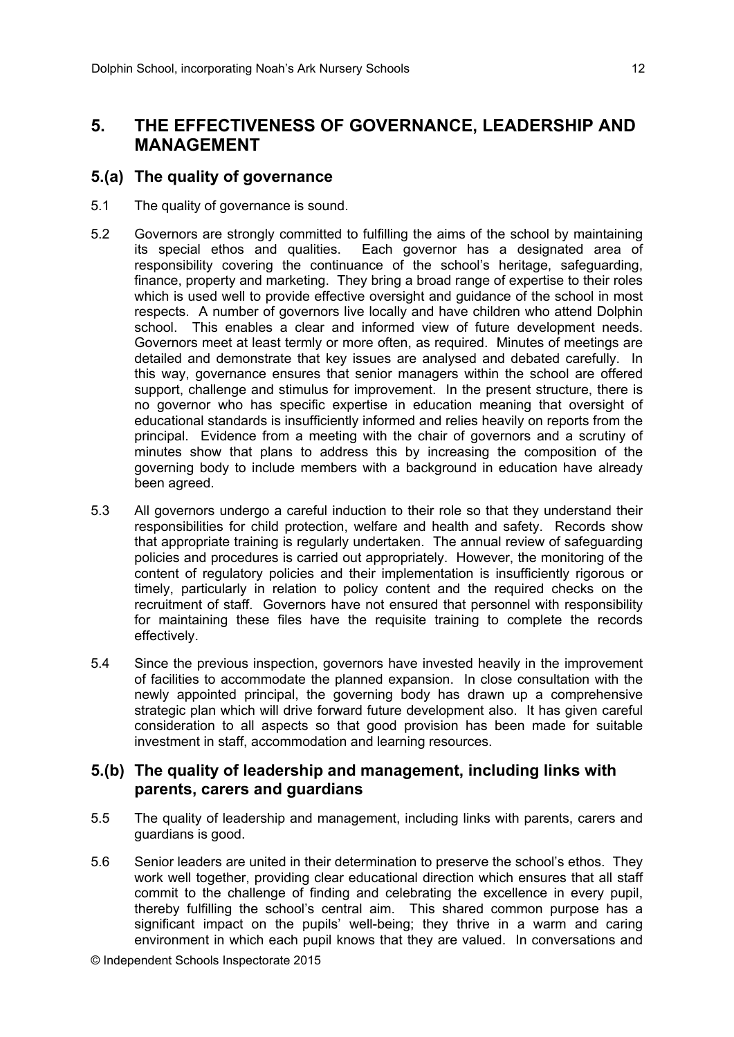## 5. THE EFFECTIVENESS OF GOVERNANCE, LEADERSHIP AND MANAGEMENT

### 5.(a) The quality of governance

5.1 The quality of governance is sound.

5.2 Governors are strongly committed to fulfilling the aims of the school by maintaining its special ethos and qualities. Each governor has a designated area of responsibility covering the continuance of the school's heritage, safeguarding, finance, property and marketing. They bring a broad range of expertise to their roles which is used well to provide effective oversight and guidance of the school in most respects. A number of governors live locally and have children who attend Dolphin school. This enables a clear and informed view of future development needs. Governors meet at least termly or more often, as required. Minutes of meetings are detailed and demonstrate that key issues are analysed and debated carefully. In this way, governance ensures that senior managers within the school are offered support, challenge and stimulus for improvement. In the present structure, there is no governor who has specific expertise in education meaning that oversight of educational standards is insufficiently informed and relies heavily on reports from the principal. Evidence from a meeting with the chair of governors and a scrutiny of minutes show that plans to address this by increasing the composition of the governing body to include members with a background in education have already been agreed.

5.3 All governors undergo a careful induction to their role so that they understand their responsibilities for child protection, welfare and health and safety. Records show that appropriate training is regularly undertaken. The annual review of safeguarding policies and procedures is carried out appropriately. However, the monitoring of the content of regulatory policies and their implementation is insufficiently rigorous or timely, particularly in relation to policy content and the required checks on the recruitment of staff. Governors have not ensured that personnel with responsibility for maintaining these files have the requisite training to complete the records effectively.

5.4 Since the previous inspection, governors have invested heavily in the improvement of facilities to accommodate the planned expansion. In close consultation with the newly appointed principal, the governing body has drawn up a comprehensive strategic plan which will drive forward future development also. It has given careful consideration to all aspects so that good provision has been made for suitable investment in staff, accommodation and learning resources.

### 5.(b) The quality of leadership and management, including links with parents, carers and guardians

5.5 The quality of leadership and management, including links with parents, carers and guardians is good.

5.6 Senior leaders are united in their determination to preserve the school's ethos. They work well together, providing clear educational direction which ensures that all staff commit to the challenge of finding and celebrating the excellence in every pupil, thereby fulfilling the school's central aim. This shared common purpose has a significant impact on the pupils' well-being; they thrive in a warm and caring environment in which each pupil knows that they are valued. In conversations and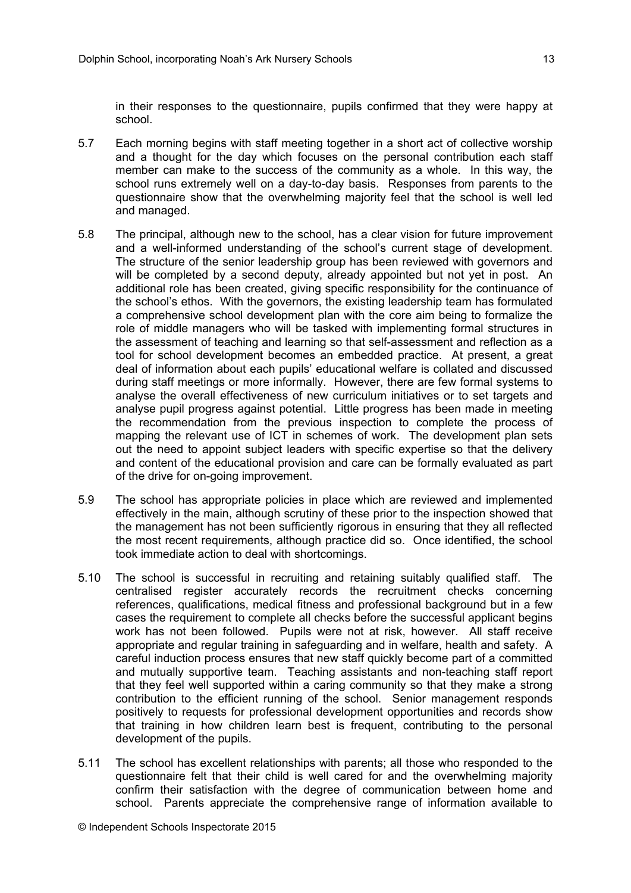in their responses to the questionnaire, pupils confirmed that they were happy at school.

5.7 Each morning begins with staff meeting together in a short act of collective worship and a thought for the day which focuses on the personal contribution each staff member can make to the success of the community as a whole. In this way, the school runs extremely well on a day-to-day basis. Responses from parents to the questionnaire show that the overwhelming majority feel that the school is well led and managed.

5.8 The principal, although new to the school, has a clear vision for future improvement and a well-informed understanding of the school's current stage of development. The structure of the senior leadership group has been reviewed with governors and will be completed by a second deputy, already appointed but not yet in post. An additional role has been created, giving specific responsibility for the continuance of the school's ethos. With the governors, the existing leadership team has formulated a comprehensive school development plan with the core aim being to formalize the role of middle managers who will be tasked with implementing formal structures in the assessment of teaching and learning so that self-assessment and reflection as a tool for school development becomes an embedded practice. At present, a great deal of information about each pupils' educational welfare is collated and discussed during staff meetings or more informally. However, there are few formal systems to analyse the overall effectiveness of new curriculum initiatives or to set targets and analyse pupil progress against potential. Little progress has been made in meeting the recommendation from the previous inspection to complete the process of mapping the relevant use of ICT in schemes of work. The development plan sets out the need to appoint subject leaders with specific expertise so that the delivery and content of the educational provision and care can be formally evaluated as part of the drive for on-going improvement.

5.9 The school has appropriate policies in place which are reviewed and implemented effectively in the main, although scrutiny of these prior to the inspection showed that the management has not been sufficiently rigorous in ensuring that they all reflected the most recent requirements, although practice did so. Once identified, the school took immediate action to deal with shortcomings.

5.10 The school is successful in recruiting and retaining suitably qualified staff. The centralised register accurately records the recruitment checks concerning references, qualifications, medical fitness and professional background but in a few cases the requirement to complete all checks before the successful applicant begins work has not been followed. Pupils were not at risk, however. All staff receive appropriate and regular training in safeguarding and in welfare, health and safety. A careful induction process ensures that new staff quickly become part of a committed and mutually supportive team. Teaching assistants and non-teaching staff report that they feel well supported within a caring community so that they make a strong contribution to the efficient running of the school. Senior management responds positively to requests for professional development opportunities and records show that training in how children learn best is frequent, contributing to the personal development of the pupils.

5.11 The school has excellent relationships with parents; all those who responded to the questionnaire felt that their child is well cared for and the overwhelming majority confirm their satisfaction with the degree of communication between home and school. Parents appreciate the comprehensive range of information available to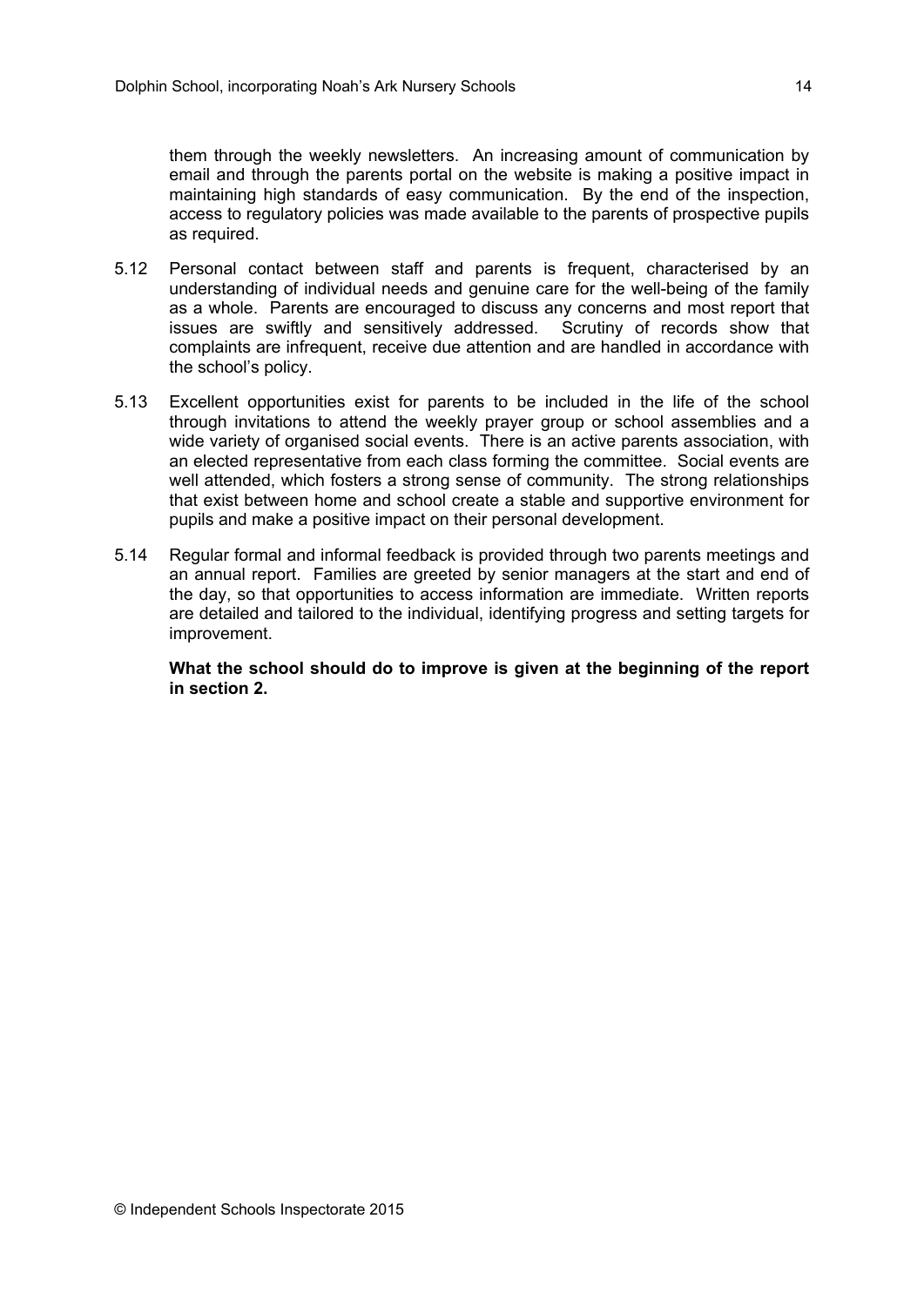them through the weekly newsletters. An increasing amount of communication by email and through the parents portal on the website is making a positive impact in maintaining high standards of easy communication. By the end of the inspection, access to regulatory policies was made available to the parents of prospective pupils as required.

5.12 Personal contact between staff and parents is frequent, characterised by an understanding of individual needs and genuine care for the well-being of the family as a whole. Parents are encouraged to discuss any concerns and most report that issues are swiftly and sensitively addressed. Scrutiny of records show that complaints are infrequent, receive due attention and are handled in accordance with the school's policy.

5.13 Excellent opportunities exist for parents to be included in the life of the school through invitations to attend the weekly prayer group or school assemblies and a wide variety of organised social events. There is an active parents association, with an elected representative from each class forming the committee. Social events are well attended, which fosters a strong sense of community. The strong relationships that exist between home and school create a stable and supportive environment for pupils and make a positive impact on their personal development.

5.14 Regular formal and informal feedback is provided through two parents meetings and an annual report. Families are greeted by senior managers at the start and end of the day, so that opportunities to access information are immediate. Written reports are detailed and tailored to the individual, identifying progress and setting targets for improvement.

**What the school should do to improve is given at the beginning of the report in section 2.**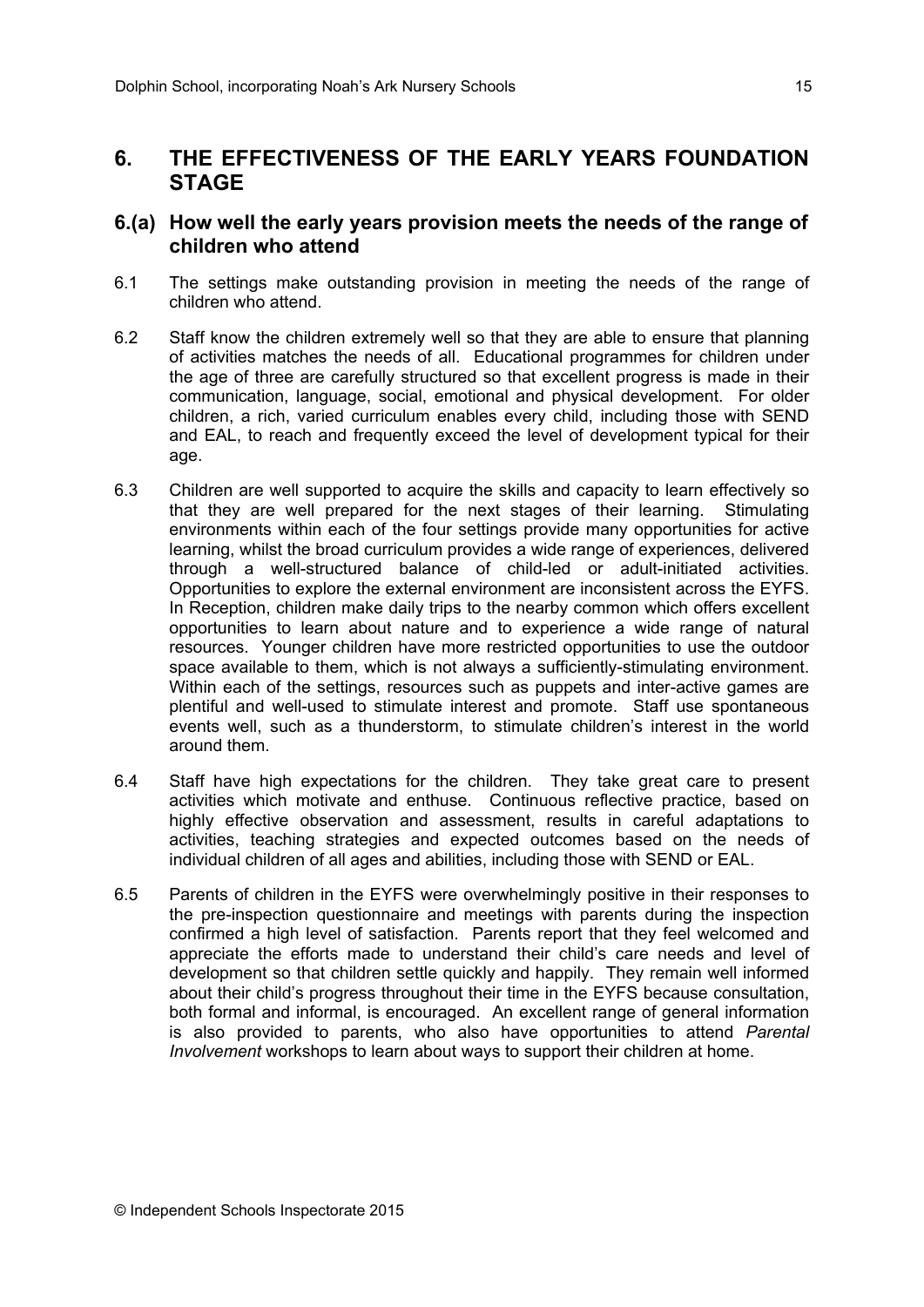## 6. THE EFFECTIVENESS OF THE EARLY YEARS FOUNDATION STAGE

### 6.(a) How well the early years provision meets the needs of the range of children who attend

6.1 The settings make outstanding provision in meeting the needs of the range of children who attend.

6.2 Staff know the children extremely well so that they are able to ensure that planning of activities matches the needs of all. Educational programmes for children under the age of three are carefully structured so that excellent progress is made in their communication, language, social, emotional and physical development. For older children, a rich, varied curriculum enables every child, including those with SEND and EAL, to reach and frequently exceed the level of development typical for their age.

6.3 Children are well supported to acquire the skills and capacity to learn effectively so that they are well prepared for the next stages of their learning. Stimulating environments within each of the four settings provide many opportunities for active learning, whilst the broad curriculum provides a wide range of experiences, delivered through a well-structured balance of child-led or adult-initiated activities. Opportunities to explore the external environment are inconsistent across the EYFS. In Reception, children make daily trips to the nearby common which offers excellent opportunities to learn about nature and to experience a wide range of natural resources. Younger children have more restricted opportunities to use the outdoor space available to them, which is not always a sufficiently-stimulating environment. Within each of the settings, resources such as puppets and inter-active games are plentiful and well-used to stimulate interest and promote. Staff use spontaneous events well, such as a thunderstorm, to stimulate children's interest in the world around them.

6.4 Staff have high expectations for the children. They take great care to present activities which motivate and enthuse. Continuous reflective practice, based on highly effective observation and assessment, results in careful adaptations to activities, teaching strategies and expected outcomes based on the needs of individual children of all ages and abilities, including those with SEND or EAL.

6.5 Parents of children in the EYFS were overwhelmingly positive in their responses to the pre-inspection questionnaire and meetings with parents during the inspection confirmed a high level of satisfaction. Parents report that they feel welcomed and appreciate the efforts made to understand their child's care needs and level of development so that children settle quickly and happily. They remain well informed about their child's progress throughout their time in the EYFS because consultation, both formal and informal, is encouraged. An excellent range of general information is also provided to parents, who also have opportunities to attend *Parental Involvement* workshops to learn about ways to support their children at home.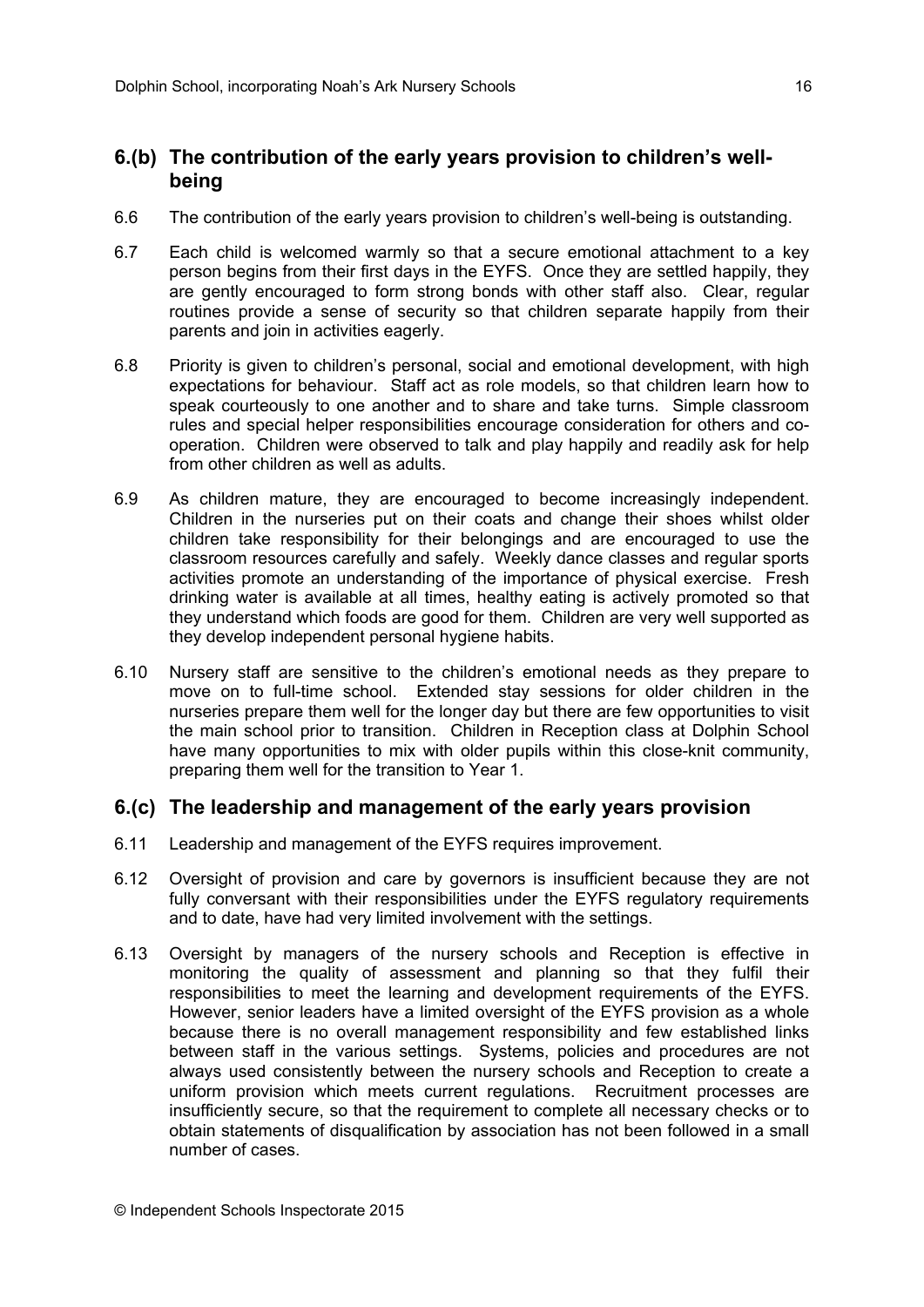## 6.(b) The contribution of the early years provision to children's well-being

6.6 The contribution of the early years provision to children's well-being is outstanding.

6.7 Each child is welcomed warmly so that a secure emotional attachment to a key person begins from their first days in the EYFS. Once they are settled happily, they are gently encouraged to form strong bonds with other staff also. Clear, regular routines provide a sense of security so that children separate happily from their parents and join in activities eagerly.

6.8 Priority is given to children's personal, social and emotional development, with high expectations for behaviour. Staff act as role models, so that children learn how to speak courteously to one another and to share and take turns. Simple classroom rules and special helper responsibilities encourage consideration for others and co-operation. Children were observed to talk and play happily and readily ask for help from other children as well as adults.

6.9 As children mature, they are encouraged to become increasingly independent. Children in the nurseries put on their coats and change their shoes whilst older children take responsibility for their belongings and are encouraged to use the classroom resources carefully and safely. Weekly dance classes and regular sports activities promote an understanding of the importance of physical exercise. Fresh drinking water is available at all times, healthy eating is actively promoted so that they understand which foods are good for them. Children are very well supported as they develop independent personal hygiene habits.

6.10 Nursery staff are sensitive to the children's emotional needs as they prepare to move on to full-time school. Extended stay sessions for older children in the nurseries prepare them well for the longer day but there are few opportunities to visit the main school prior to transition. Children in Reception class at Dolphin School have many opportunities to mix with older pupils within this close-knit community, preparing them well for the transition to Year 1.

## 6.(c) The leadership and management of the early years provision

6.11 Leadership and management of the EYFS requires improvement.

6.12 Oversight of provision and care by governors is insufficient because they are not fully conversant with their responsibilities under the EYFS regulatory requirements and to date, have had very limited involvement with the settings.

6.13 Oversight by managers of the nursery schools and Reception is effective in monitoring the quality of assessment and planning so that they fulfil their responsibilities to meet the learning and development requirements of the EYFS. However, senior leaders have a limited oversight of the EYFS provision as a whole because there is no overall management responsibility and few established links between staff in the various settings. Systems, policies and procedures are not always used consistently between the nursery schools and Reception to create a uniform provision which meets current regulations. Recruitment processes are insufficiently secure, so that the requirement to complete all necessary checks or to obtain statements of disqualification by association has not been followed in a small number of cases.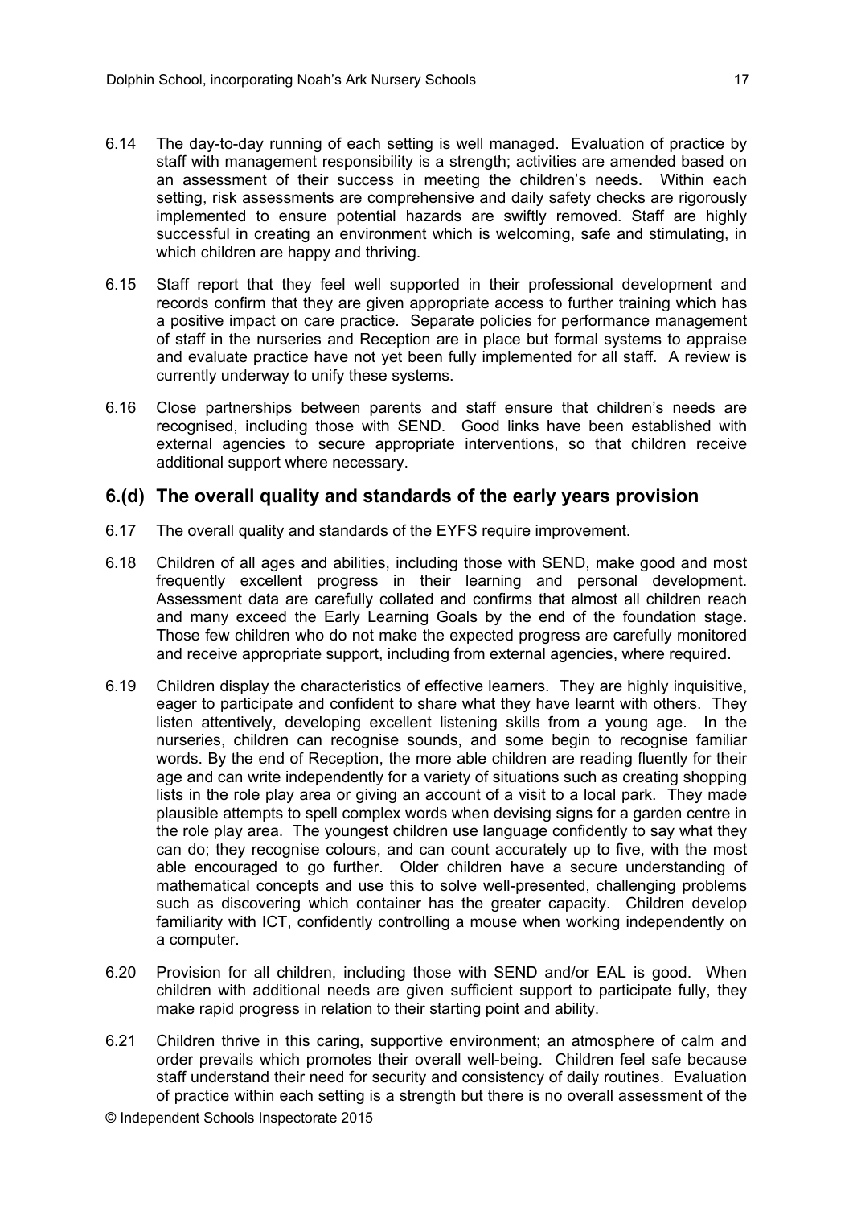6.14 The day-to-day running of each setting is well managed. Evaluation of practice by staff with management responsibility is a strength; activities are amended based on an assessment of their success in meeting the children's needs. Within each setting, risk assessments are comprehensive and daily safety checks are rigorously implemented to ensure potential hazards are swiftly removed. Staff are highly successful in creating an environment which is welcoming, safe and stimulating, in which children are happy and thriving.

6.15 Staff report that they feel well supported in their professional development and records confirm that they are given appropriate access to further training which has a positive impact on care practice. Separate policies for performance management of staff in the nurseries and Reception are in place but formal systems to appraise and evaluate practice have not yet been fully implemented for all staff. A review is currently underway to unify these systems.

6.16 Close partnerships between parents and staff ensure that children's needs are recognised, including those with SEND. Good links have been established with external agencies to secure appropriate interventions, so that children receive additional support where necessary.

## 6.(d) The overall quality and standards of the early years provision

6.17 The overall quality and standards of the EYFS require improvement.

6.18 Children of all ages and abilities, including those with SEND, make good and most frequently excellent progress in their learning and personal development. Assessment data are carefully collated and confirms that almost all children reach and many exceed the Early Learning Goals by the end of the foundation stage. Those few children who do not make the expected progress are carefully monitored and receive appropriate support, including from external agencies, where required.

6.19 Children display the characteristics of effective learners. They are highly inquisitive, eager to participate and confident to share what they have learnt with others. They listen attentively, developing excellent listening skills from a young age. In the nurseries, children can recognise sounds, and some begin to recognise familiar words. By the end of Reception, the more able children are reading fluently for their age and can write independently for a variety of situations such as creating shopping lists in the role play area or giving an account of a visit to a local park. They made plausible attempts to spell complex words when devising signs for a garden centre in the role play area. The youngest children use language confidently to say what they can do; they recognise colours, and can count accurately up to five, with the most able encouraged to go further. Older children have a secure understanding of mathematical concepts and use this to solve well-presented, challenging problems such as discovering which container has the greater capacity. Children develop familiarity with ICT, confidently controlling a mouse when working independently on a computer.

6.20 Provision for all children, including those with SEND and/or EAL is good. When children with additional needs are given sufficient support to participate fully, they make rapid progress in relation to their starting point and ability.

6.21 Children thrive in this caring, supportive environment; an atmosphere of calm and order prevails which promotes their overall well-being. Children feel safe because staff understand their need for security and consistency of daily routines. Evaluation of practice within each setting is a strength but there is no overall assessment of the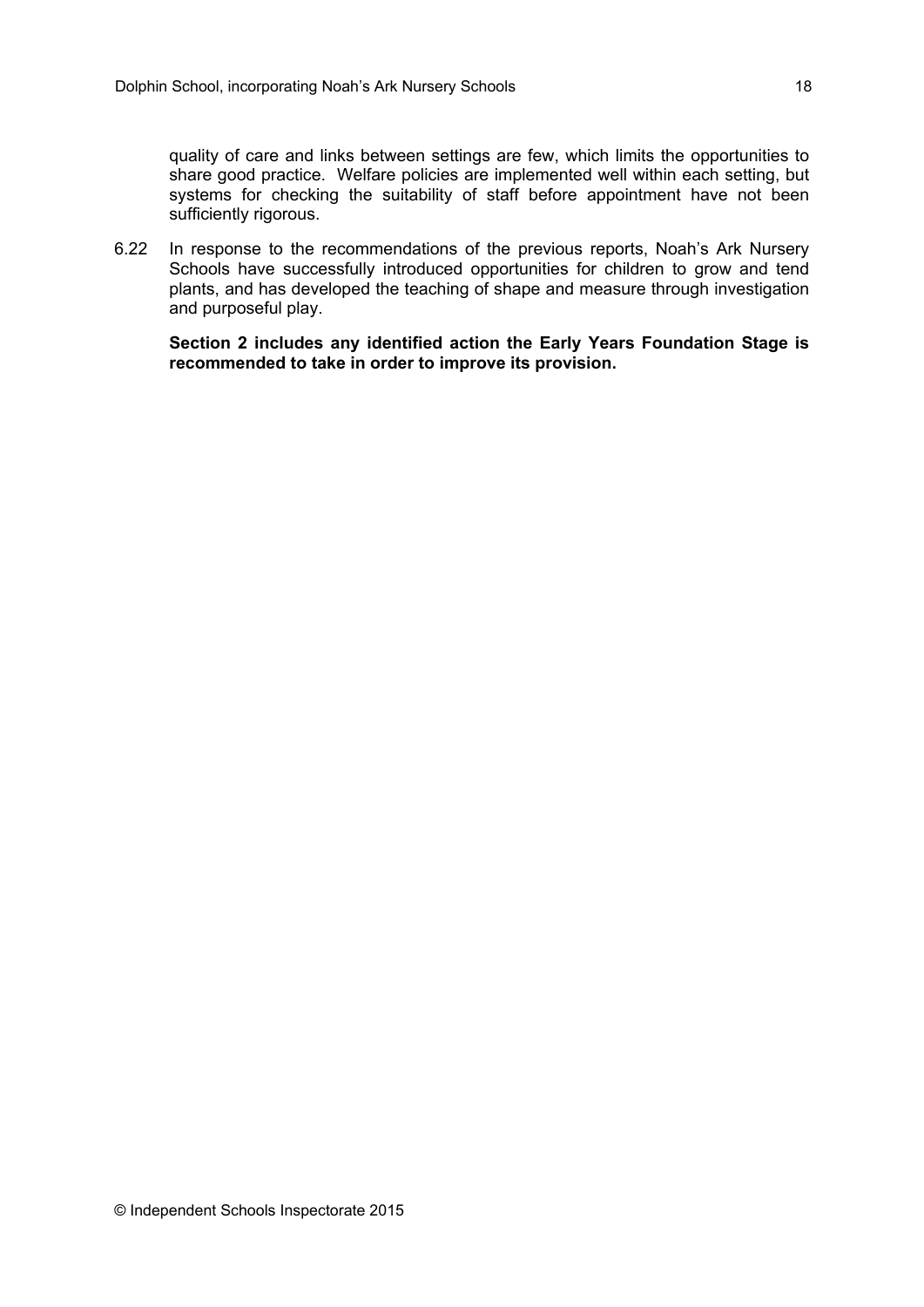quality of care and links between settings are few, which limits the opportunities to share good practice. Welfare policies are implemented well within each setting, but systems for checking the suitability of staff before appointment have not been sufficiently rigorous.

6.22 In response to the recommendations of the previous reports, Noah's Ark Nursery Schools have successfully introduced opportunities for children to grow and tend plants, and has developed the teaching of shape and measure through investigation and purposeful play.

**Section 2 includes any identified action the Early Years Foundation Stage is recommended to take in order to improve its provision.**